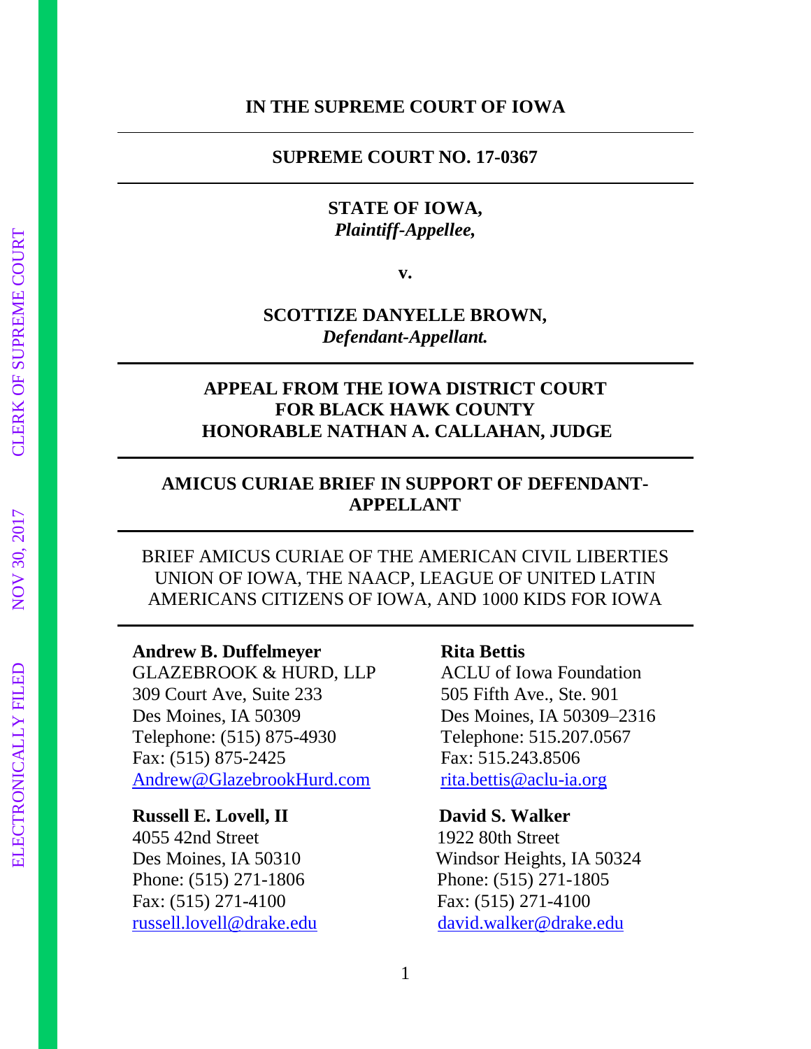**IN THE SUPREME COURT OF IOWA**

---

**SUPREME COURT NO. 17-0367**

---

**STATE OF IOWA,**
***Plaintiff-Appellee,***

**v.**

**SCOTTIZE DANYELLE BROWN,**
***Defendant-Appellant.***

---

**APPEAL FROM THE IOWA DISTRICT COURT FOR BLACK HAWK COUNTY HONORABLE NATHAN A. CALLAHAN, JUDGE**

---

**AMICUS CURIAE BRIEF IN SUPPORT OF DEFENDANT-APPELLANT**

---

BRIEF AMICUS CURIAE OF THE AMERICAN CIVIL LIBERTIES UNION OF IOWA, THE NAACP, LEAGUE OF UNITED LATIN AMERICANS CITIZENS OF IOWA, AND 1000 KIDS FOR IOWA

---

**Andrew B. Duffelmeyer**
GLAZEBROOK & HURD, LLP
309 Court Ave, Suite 233
Des Moines, IA 50309
Telephone: (515) 875-4930
Fax: (515) 875-2425
Andrew@GlazebrookHurd.com

**Rita Bettis**
ACLU of Iowa Foundation
505 Fifth Ave., Ste. 901
Des Moines, IA 50309–2316
Telephone: 515.207.0567
Fax: 515.243.8506
rita.bettis@aclu-ia.org

**Russell E. Lovell, II**
4055 42nd Street
Des Moines, IA 50310
Phone: (515) 271-1806
Fax: (515) 271-4100
russell.lovell@drake.edu

**David S. Walker**
1922 80th Street
Windsor Heights, IA 50324
Phone: (515) 271-1805
Fax: (515) 271-4100
david.walker@drake.edu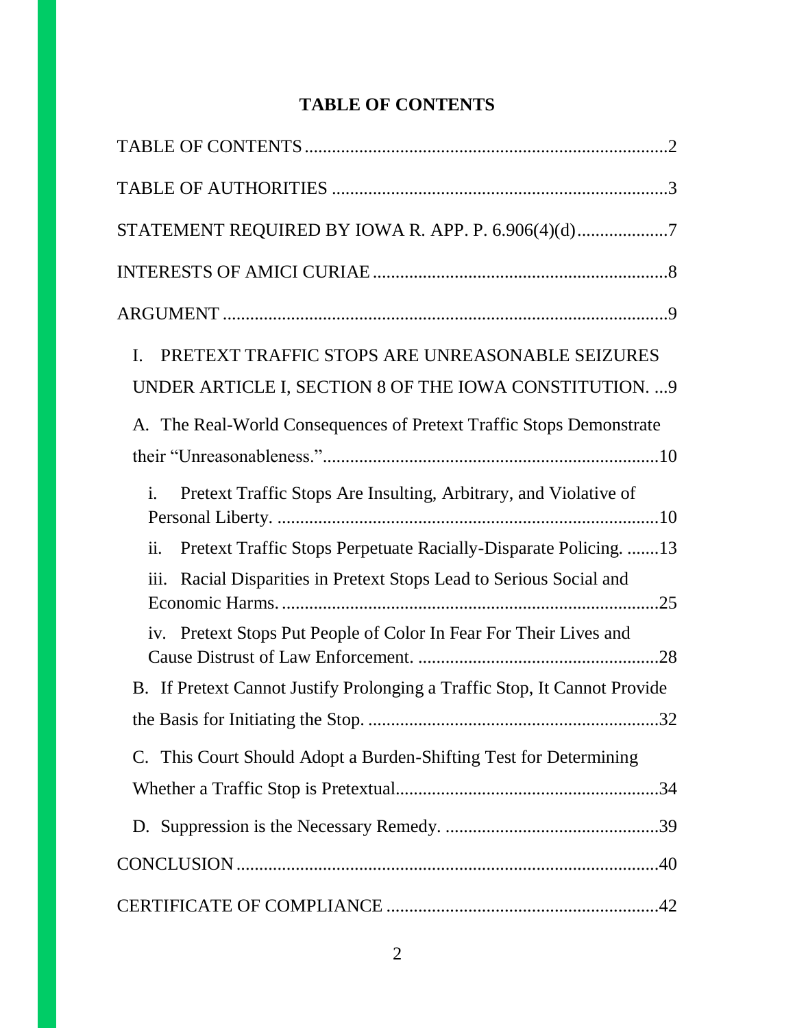# TABLE OF CONTENTS

TABLE OF CONTENTS ............................................................................2

TABLE OF AUTHORITIES ......................................................................3

STATEMENT REQUIRED BY IOWA R. APP. P. 6.906(4)(d)...................7

INTERESTS OF AMICI CURIAE ...............................................................8

ARGUMENT ...............................................................................................9

I. PRETEXT TRAFFIC STOPS ARE UNREASONABLE SEIZURES UNDER ARTICLE I, SECTION 8 OF THE IOWA CONSTITUTION. ...9

A. The Real-World Consequences of Pretext Traffic Stops Demonstrate their "Unreasonableness." .........................................................................10

i. Pretext Traffic Stops Are Insulting, Arbitrary, and Violative of Personal Liberty. ...................................................................................10

ii. Pretext Traffic Stops Perpetuate Racially-Disparate Policing. .......13

iii. Racial Disparities in Pretext Stops Lead to Serious Social and Economic Harms. ..................................................................................25

iv. Pretext Stops Put People of Color In Fear For Their Lives and Cause Distrust of Law Enforcement. ....................................................28

B. If Pretext Cannot Justify Prolonging a Traffic Stop, It Cannot Provide the Basis for Initiating the Stop. ...............................................................32

C. This Court Should Adopt a Burden-Shifting Test for Determining Whether a Traffic Stop is Pretextual.........................................................34

D. Suppression is the Necessary Remedy. ..............................................39

CONCLUSION ...........................................................................................40

CERTIFICATE OF COMPLIANCE ..........................................................42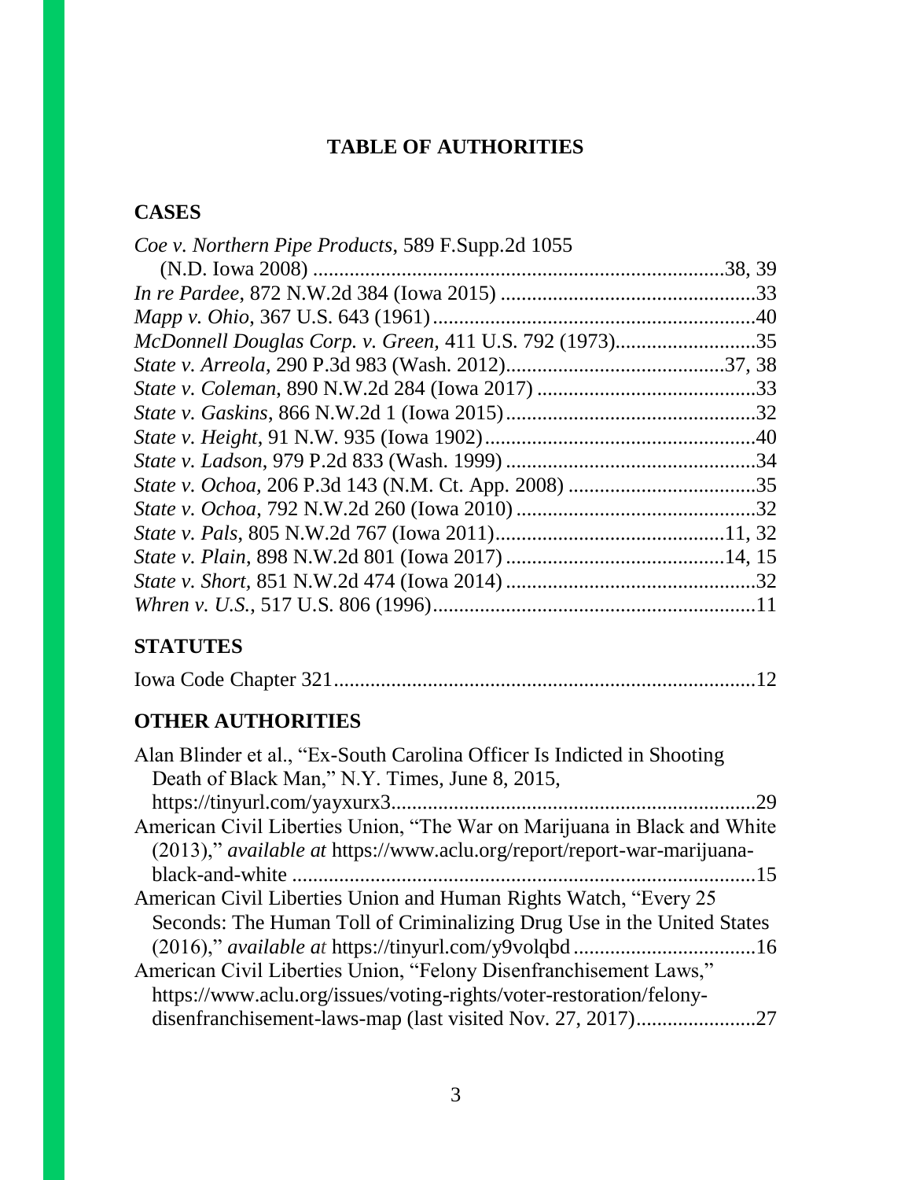# TABLE OF AUTHORITIES

## CASES

*Coe v. Northern Pipe Products*, 589 F.Supp.2d 1055 (N.D. Iowa 2008) ....................38, 39
*In re Pardee*, 872 N.W.2d 384 (Iowa 2015) ....................33
*Mapp v. Ohio*, 367 U.S. 643 (1961) ....................40
*McDonnell Douglas Corp. v. Green*, 411 U.S. 792 (1973) ....................35
*State v. Arreola*, 290 P.3d 983 (Wash. 2012) ....................37, 38
*State v. Coleman*, 890 N.W.2d 284 (Iowa 2017) ....................33
*State v. Gaskins*, 866 N.W.2d 1 (Iowa 2015) ....................32
*State v. Height*, 91 N.W. 935 (Iowa 1902) ....................40
*State v. Ladson*, 979 P.2d 833 (Wash. 1999) ....................34
*State v. Ochoa*, 206 P.3d 143 (N.M. Ct. App. 2008) ....................35
*State v. Ochoa*, 792 N.W.2d 260 (Iowa 2010) ....................32
*State v. Pals*, 805 N.W.2d 767 (Iowa 2011) ....................11, 32
*State v. Plain*, 898 N.W.2d 801 (Iowa 2017) ....................14, 15
*State v. Short*, 851 N.W.2d 474 (Iowa 2014) ....................32
*Whren v. U.S.*, 517 U.S. 806 (1996) ....................11

## STATUTES

Iowa Code Chapter 321 ....................12

## OTHER AUTHORITIES

Alan Blinder et al., "Ex-South Carolina Officer Is Indicted in Shooting Death of Black Man," N.Y. Times, June 8, 2015, https://tinyurl.com/yayxurx3 ....................29
American Civil Liberties Union, "The War on Marijuana in Black and White (2013)," *available at* https://www.aclu.org/report/report-war-marijuana-black-and-white ....................15
American Civil Liberties Union and Human Rights Watch, "Every 25 Seconds: The Human Toll of Criminalizing Drug Use in the United States (2016)," *available at* https://tinyurl.com/y9volqbd ....................16
American Civil Liberties Union, "Felony Disenfranchisement Laws," https://www.aclu.org/issues/voting-rights/voter-restoration/felony-disenfranchisement-laws-map (last visited Nov. 27, 2017) ....................27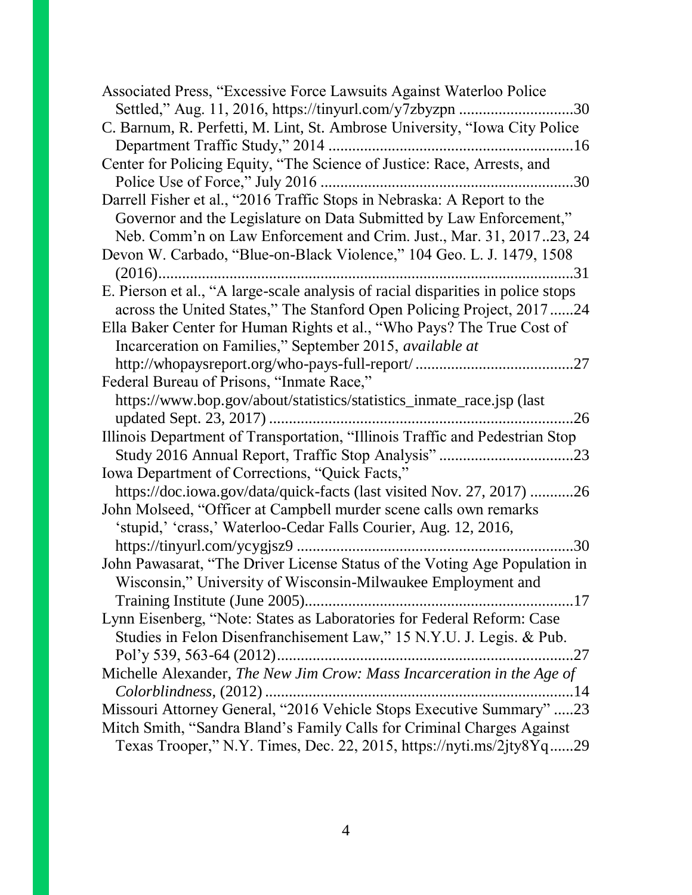Associated Press, "Excessive Force Lawsuits Against Waterloo Police Settled," Aug. 11, 2016, https://tinyurl.com/y7zbyzpn ............................30

C. Barnum, R. Perfetti, M. Lint, St. Ambrose University, "Iowa City Police Department Traffic Study," 2014 .............................................................16

Center for Policing Equity, "The Science of Justice: Race, Arrests, and Police Use of Force," July 2016 ...............................................................30

Darrell Fisher et al., "2016 Traffic Stops in Nebraska: A Report to the Governor and the Legislature on Data Submitted by Law Enforcement," Neb. Comm'n on Law Enforcement and Crim. Just., Mar. 31, 2017..23, 24

Devon W. Carbado, "Blue-on-Black Violence," 104 Geo. L. J. 1479, 1508 (2016).......................................................................................................31

E. Pierson et al., "A large-scale analysis of racial disparities in police stops across the United States," The Stanford Open Policing Project, 2017......24

Ella Baker Center for Human Rights et al., "Who Pays? The True Cost of Incarceration on Families," September 2015, *available at* http://whopaysreport.org/who-pays-full-report/ ........................................27

Federal Bureau of Prisons, "Inmate Race," https://www.bop.gov/about/statistics/statistics_inmate_race.jsp (last updated Sept. 23, 2017) ...........................................................................26

Illinois Department of Transportation, "Illinois Traffic and Pedestrian Stop Study 2016 Annual Report, Traffic Stop Analysis" ..................................23

Iowa Department of Corrections, "Quick Facts," https://doc.iowa.gov/data/quick-facts (last visited Nov. 27, 2017) ...........26

John Molseed, "Officer at Campbell murder scene calls own remarks 'stupid,' 'crass,' Waterloo-Cedar Falls Courier, Aug. 12, 2016, https://tinyurl.com/ycygjsz9 .....................................................................30

John Pawasarat, "The Driver License Status of the Voting Age Population in Wisconsin," University of Wisconsin-Milwaukee Employment and Training Institute (June 2005)...................................................................17

Lynn Eisenberg, "Note: States as Laboratories for Federal Reform: Case Studies in Felon Disenfranchisement Law," 15 N.Y.U. J. Legis. & Pub. Pol'y 539, 563-64 (2012)..........................................................................27

Michelle Alexander, *The New Jim Crow: Mass Incarceration in the Age of Colorblindness,* (2012) .............................................................................14

Missouri Attorney General, "2016 Vehicle Stops Executive Summary" .....23

Mitch Smith, "Sandra Bland's Family Calls for Criminal Charges Against Texas Trooper," N.Y. Times, Dec. 22, 2015, https://nyti.ms/2jty8Yq......29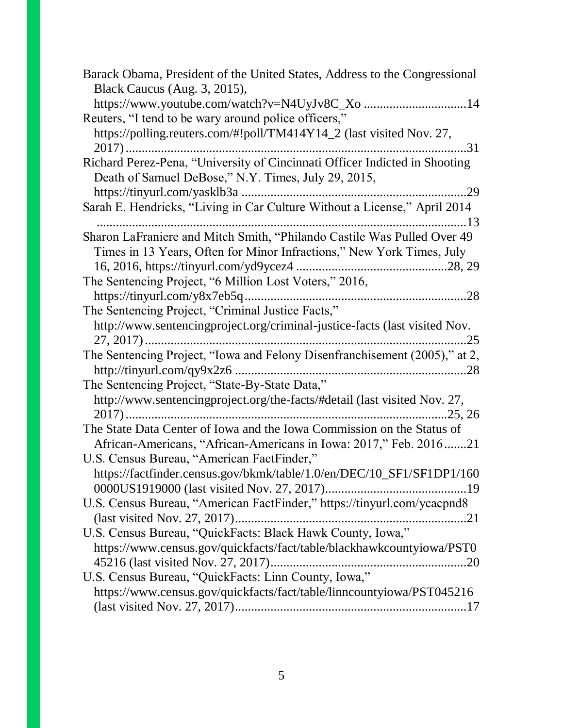Barack Obama, President of the United States, Address to the Congressional Black Caucus (Aug. 3, 2015), https://www.youtube.com/watch?v=N4UyJv8C_Xo ................................14

Reuters, "I tend to be wary around police officers," https://polling.reuters.com/#!poll/TM414Y14_2 (last visited Nov. 27, 2017).........................................................................................................31

Richard Perez-Pena, "University of Cincinnati Officer Indicted in Shooting Death of Samuel DeBose," N.Y. Times, July 29, 2015, https://tinyurl.com/yasklb3a .......................................................................29

Sarah E. Hendricks, "Living in Car Culture Without a License," April 2014 ...................................................................................................................13

Sharon LaFraniere and Mitch Smith, "Philando Castile Was Pulled Over 49 Times in 13 Years, Often for Minor Infractions," New York Times, July 16, 2016, https://tinyurl.com/yd9ycez4 ...............................................28, 29

The Sentencing Project, "6 Million Lost Voters," 2016, https://tinyurl.com/y8x7eb5q....................................................................28

The Sentencing Project, "Criminal Justice Facts," http://www.sentencingproject.org/criminal-justice-facts (last visited Nov. 27, 2017)...................................................................................................25

The Sentencing Project, "Iowa and Felony Disenfranchisement (2005)," at 2, http://tinyurl.com/qy9x2z6 ........................................................................28

The Sentencing Project, "State-By-State Data," http://www.sentencingproject.org/the-facts/#detail (last visited Nov. 27, 2017)..................................................................................................25, 26

The State Data Center of Iowa and the Iowa Commission on the Status of African-Americans, "African-Americans in Iowa: 2017," Feb. 2016.......21

U.S. Census Bureau, "American FactFinder," https://factfinder.census.gov/bkmk/table/1.0/en/DEC/10_SF1/SF1DP1/1600000US1919000 (last visited Nov. 27, 2017)............................................19

U.S. Census Bureau, "American FactFinder," https://tinyurl.com/ycacpnd8 (last visited Nov. 27, 2017).......................................................................21

U.S. Census Bureau, "QuickFacts: Black Hawk County, Iowa," https://www.census.gov/quickfacts/fact/table/blackhawkcountyiowa/PST045216 (last visited Nov. 27, 2017)............................................................20

U.S. Census Bureau, "QuickFacts: Linn County, Iowa," https://www.census.gov/quickfacts/fact/table/linncountyiowa/PST045216 (last visited Nov. 27, 2017).......................................................................17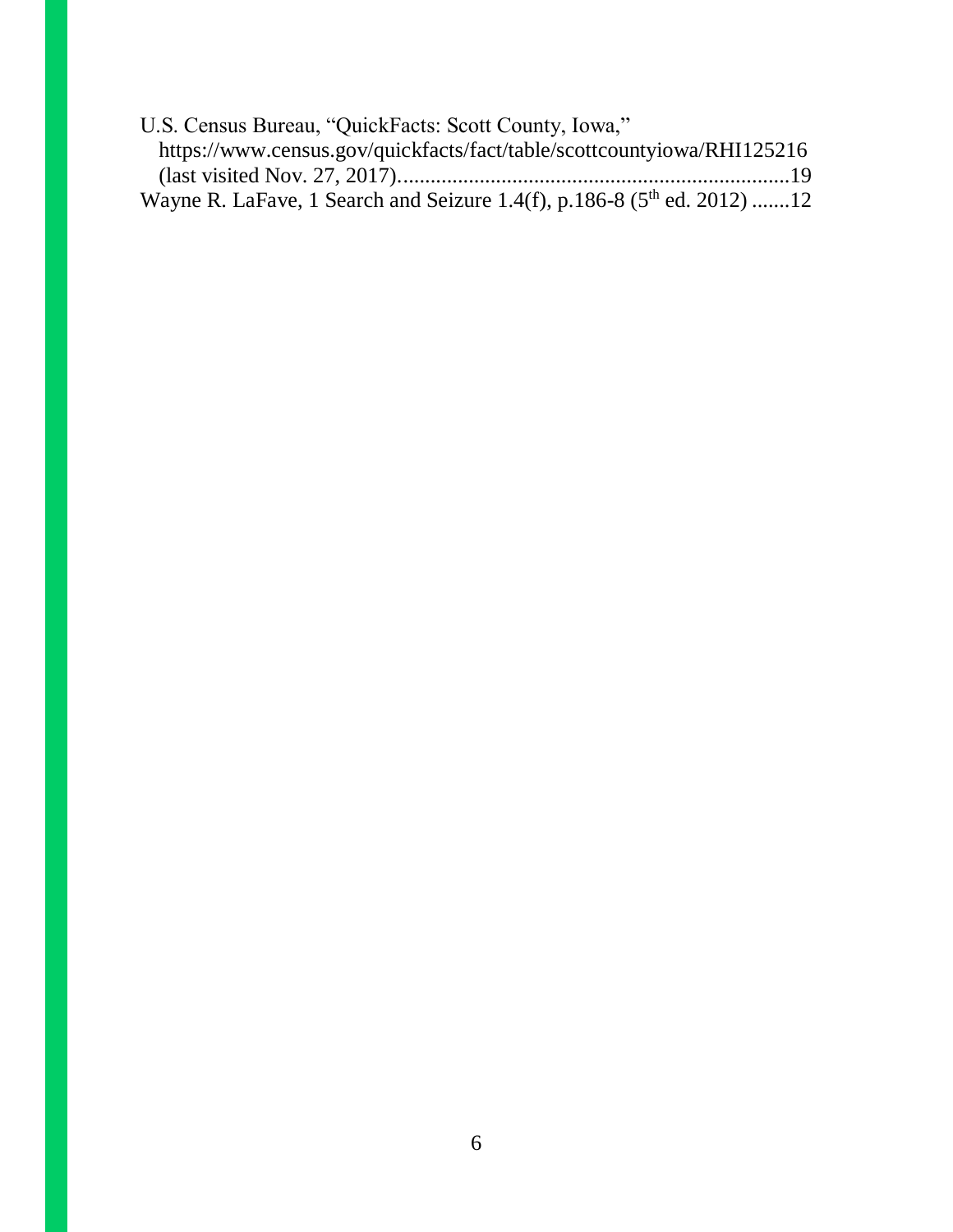U.S. Census Bureau, "QuickFacts: Scott County, Iowa," https://www.census.gov/quickfacts/fact/table/scottcountyiowa/RHI125216 (last visited Nov. 27, 2017)......................................................................19

Wayne R. LaFave, 1 Search and Seizure 1.4(f), p.186-8 (5th ed. 2012) .......12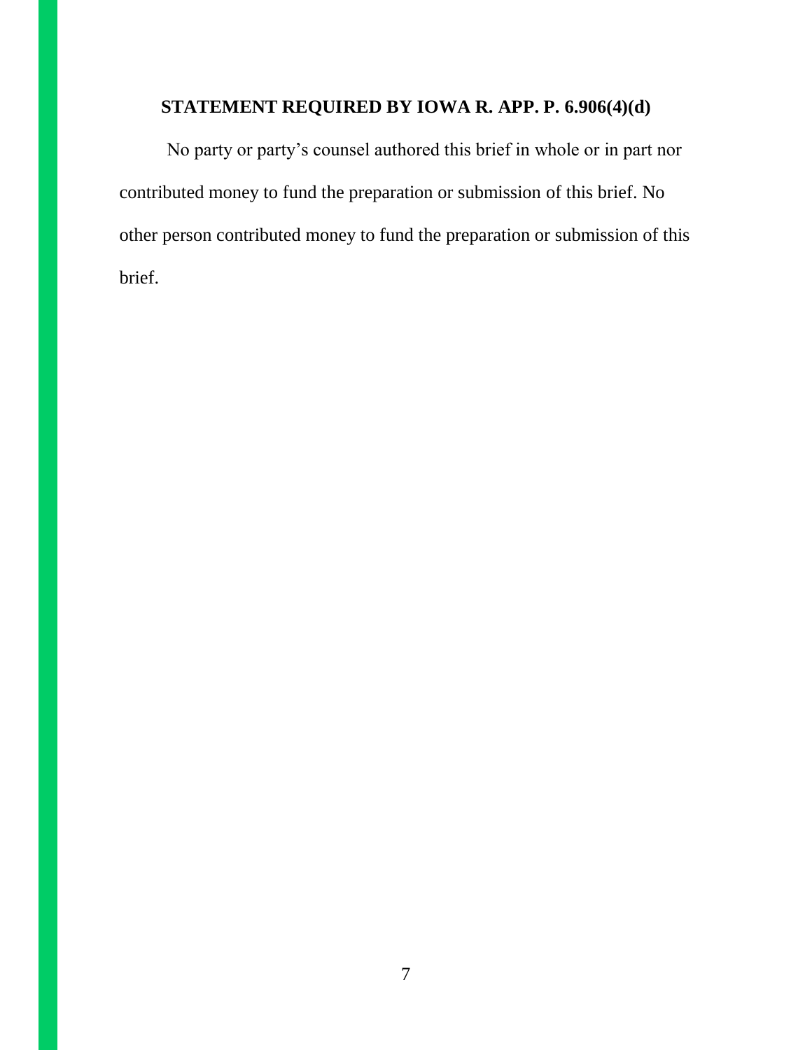## STATEMENT REQUIRED BY IOWA R. APP. P. 6.906(4)(d)

No party or party's counsel authored this brief in whole or in part nor contributed money to fund the preparation or submission of this brief. No other person contributed money to fund the preparation or submission of this brief.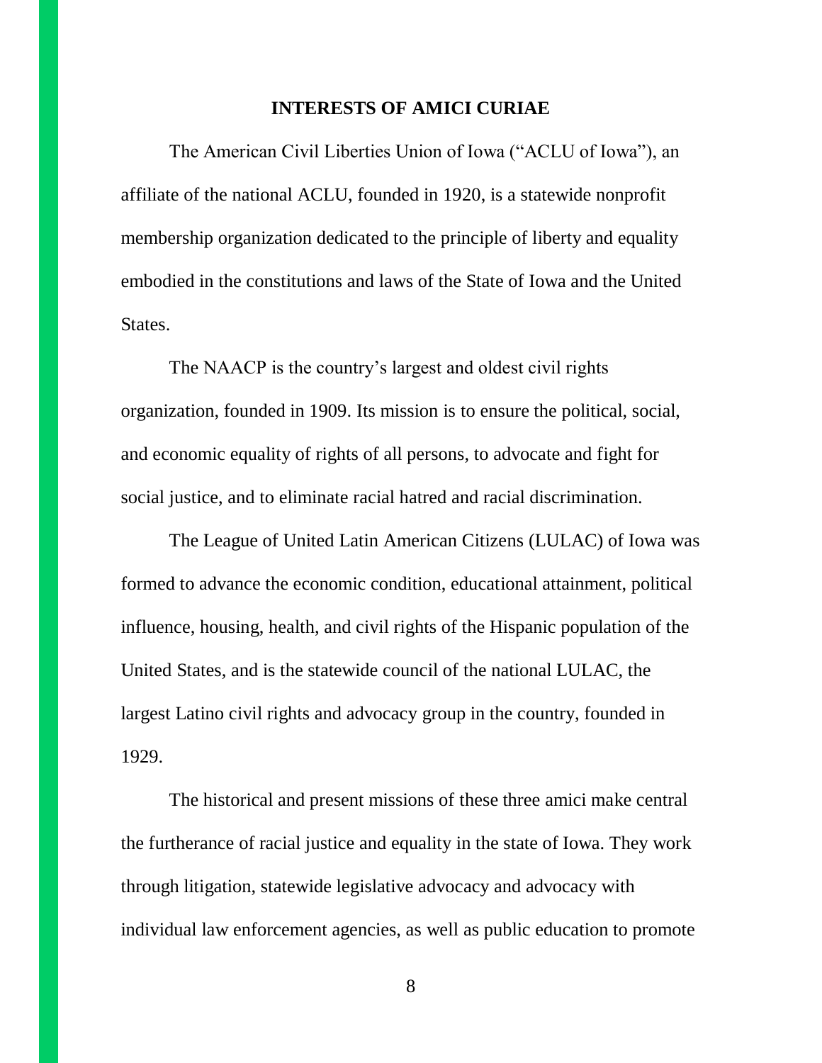## INTERESTS OF AMICI CURIAE

The American Civil Liberties Union of Iowa ("ACLU of Iowa"), an affiliate of the national ACLU, founded in 1920, is a statewide nonprofit membership organization dedicated to the principle of liberty and equality embodied in the constitutions and laws of the State of Iowa and the United States.

The NAACP is the country's largest and oldest civil rights organization, founded in 1909. Its mission is to ensure the political, social, and economic equality of rights of all persons, to advocate and fight for social justice, and to eliminate racial hatred and racial discrimination.

The League of United Latin American Citizens (LULAC) of Iowa was formed to advance the economic condition, educational attainment, political influence, housing, health, and civil rights of the Hispanic population of the United States, and is the statewide council of the national LULAC, the largest Latino civil rights and advocacy group in the country, founded in 1929.

The historical and present missions of these three amici make central the furtherance of racial justice and equality in the state of Iowa. They work through litigation, statewide legislative advocacy and advocacy with individual law enforcement agencies, as well as public education to promote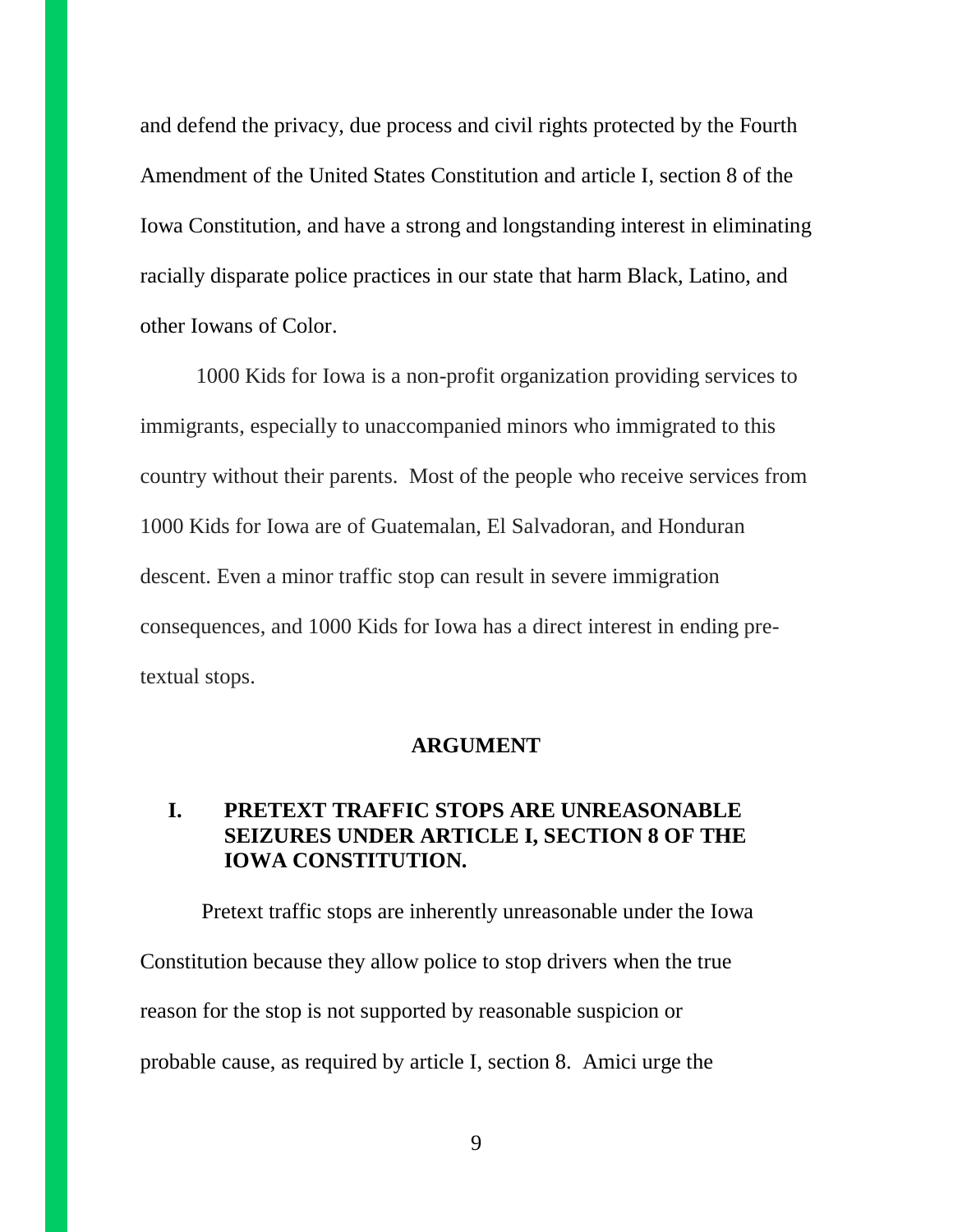and defend the privacy, due process and civil rights protected by the Fourth Amendment of the United States Constitution and article I, section 8 of the Iowa Constitution, and have a strong and longstanding interest in eliminating racially disparate police practices in our state that harm Black, Latino, and other Iowans of Color.

1000 Kids for Iowa is a non-profit organization providing services to immigrants, especially to unaccompanied minors who immigrated to this country without their parents. Most of the people who receive services from 1000 Kids for Iowa are of Guatemalan, El Salvadoran, and Honduran descent. Even a minor traffic stop can result in severe immigration consequences, and 1000 Kids for Iowa has a direct interest in ending pre-textual stops.

## ARGUMENT

### I. PRETEXT TRAFFIC STOPS ARE UNREASONABLE SEIZURES UNDER ARTICLE I, SECTION 8 OF THE IOWA CONSTITUTION.

Pretext traffic stops are inherently unreasonable under the Iowa Constitution because they allow police to stop drivers when the true reason for the stop is not supported by reasonable suspicion or probable cause, as required by article I, section 8. Amici urge the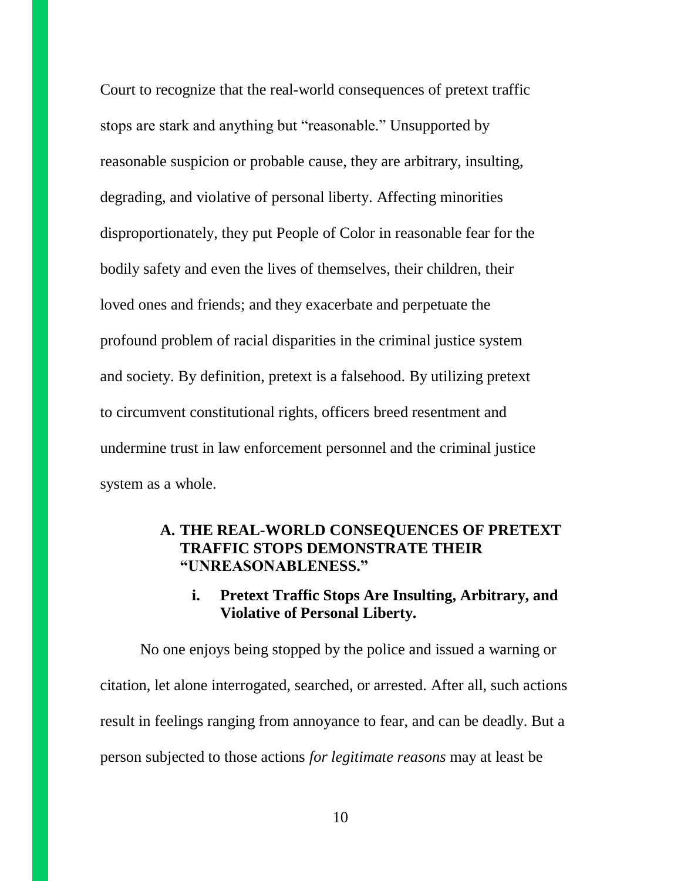Court to recognize that the real-world consequences of pretext traffic stops are stark and anything but "reasonable." Unsupported by reasonable suspicion or probable cause, they are arbitrary, insulting, degrading, and violative of personal liberty. Affecting minorities disproportionately, they put People of Color in reasonable fear for the bodily safety and even the lives of themselves, their children, their loved ones and friends; and they exacerbate and perpetuate the profound problem of racial disparities in the criminal justice system and society. By definition, pretext is a falsehood. By utilizing pretext to circumvent constitutional rights, officers breed resentment and undermine trust in law enforcement personnel and the criminal justice system as a whole.

## A. THE REAL-WORLD CONSEQUENCES OF PRETEXT TRAFFIC STOPS DEMONSTRATE THEIR "UNREASONABLENESS."

### i. Pretext Traffic Stops Are Insulting, Arbitrary, and Violative of Personal Liberty.

No one enjoys being stopped by the police and issued a warning or citation, let alone interrogated, searched, or arrested. After all, such actions result in feelings ranging from annoyance to fear, and can be deadly. But a person subjected to those actions *for legitimate reasons* may at least be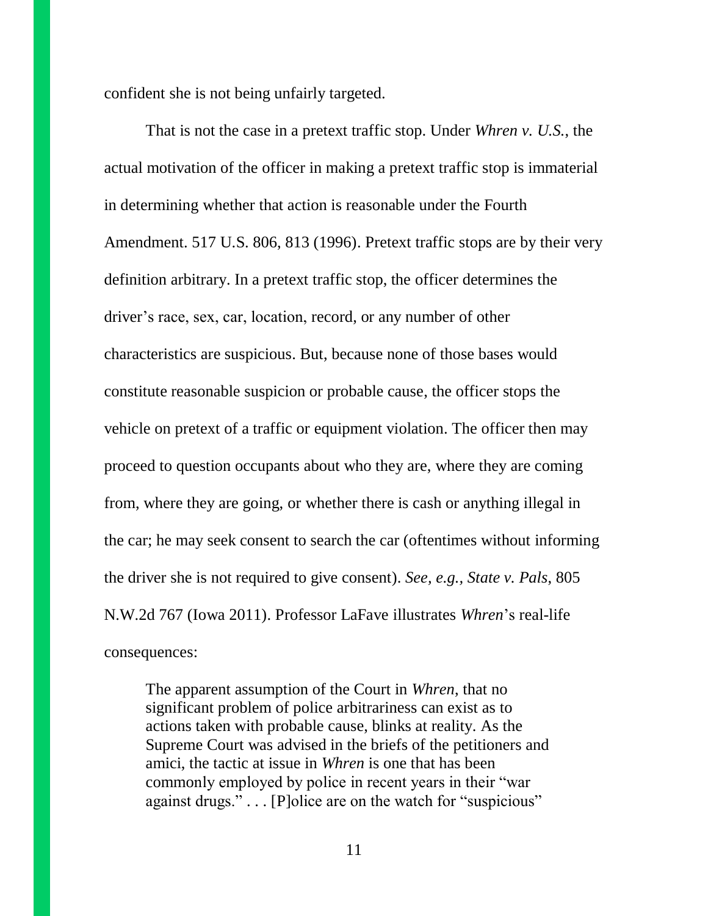confident she is not being unfairly targeted.

That is not the case in a pretext traffic stop. Under *Whren v. U.S.*, the actual motivation of the officer in making a pretext traffic stop is immaterial in determining whether that action is reasonable under the Fourth Amendment. 517 U.S. 806, 813 (1996). Pretext traffic stops are by their very definition arbitrary. In a pretext traffic stop, the officer determines the driver's race, sex, car, location, record, or any number of other characteristics are suspicious. But, because none of those bases would constitute reasonable suspicion or probable cause, the officer stops the vehicle on pretext of a traffic or equipment violation. The officer then may proceed to question occupants about who they are, where they are coming from, where they are going, or whether there is cash or anything illegal in the car; he may seek consent to search the car (oftentimes without informing the driver she is not required to give consent). *See, e.g.*, *State v. Pals*, 805 N.W.2d 767 (Iowa 2011). Professor LaFave illustrates *Whren*'s real-life consequences:

> The apparent assumption of the Court in *Whren*, that no significant problem of police arbitrariness can exist as to actions taken with probable cause, blinks at reality. As the Supreme Court was advised in the briefs of the petitioners and amici, the tactic at issue in *Whren* is one that has been commonly employed by police in recent years in their "war against drugs." . . . [P]olice are on the watch for "suspicious"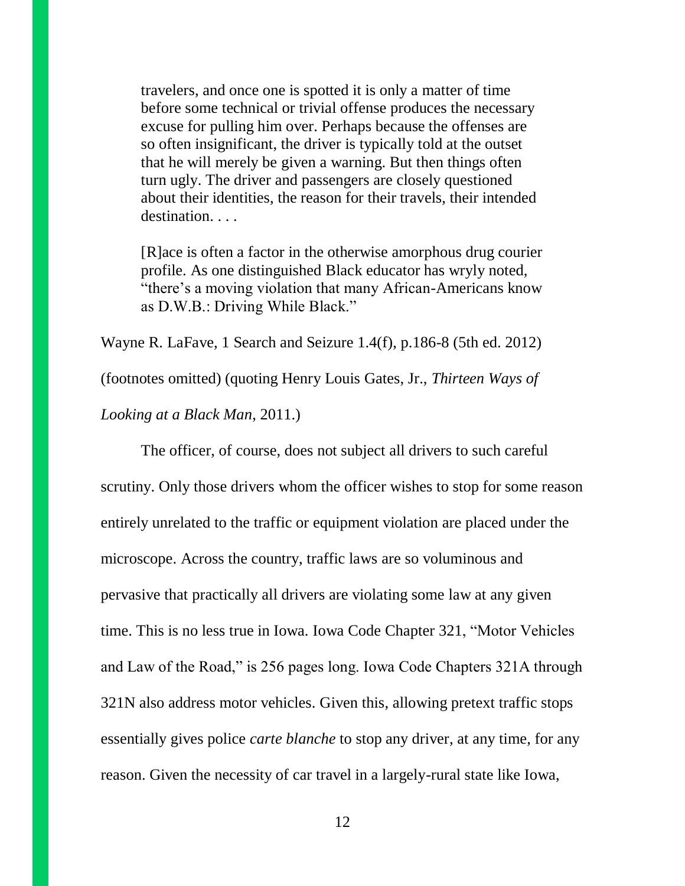> travelers, and once one is spotted it is only a matter of time before some technical or trivial offense produces the necessary excuse for pulling him over. Perhaps because the offenses are so often insignificant, the driver is typically told at the outset that he will merely be given a warning. But then things often turn ugly. The driver and passengers are closely questioned about their identities, the reason for their travels, their intended destination. . . .
>
> [R]ace is often a factor in the otherwise amorphous drug courier profile. As one distinguished Black educator has wryly noted, "there's a moving violation that many African-Americans know as D.W.B.: Driving While Black."

Wayne R. LaFave, 1 Search and Seizure 1.4(f), p.186-8 (5th ed. 2012) (footnotes omitted) (quoting Henry Louis Gates, Jr., *Thirteen Ways of Looking at a Black Man*, 2011.)

The officer, of course, does not subject all drivers to such careful scrutiny. Only those drivers whom the officer wishes to stop for some reason entirely unrelated to the traffic or equipment violation are placed under the microscope. Across the country, traffic laws are so voluminous and pervasive that practically all drivers are violating some law at any given time. This is no less true in Iowa. Iowa Code Chapter 321, "Motor Vehicles and Law of the Road," is 256 pages long. Iowa Code Chapters 321A through 321N also address motor vehicles. Given this, allowing pretext traffic stops essentially gives police *carte blanche* to stop any driver, at any time, for any reason. Given the necessity of car travel in a largely-rural state like Iowa,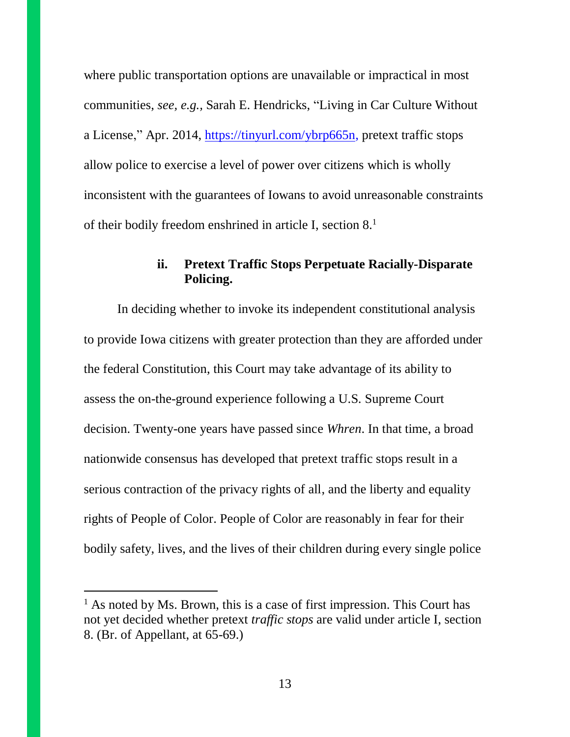where public transportation options are unavailable or impractical in most communities, *see, e.g.*, Sarah E. Hendricks, "Living in Car Culture Without a License," Apr. 2014, https://tinyurl.com/ybrp665n, pretext traffic stops allow police to exercise a level of power over citizens which is wholly inconsistent with the guarantees of Iowans to avoid unreasonable constraints of their bodily freedom enshrined in article I, section 8.[1]

### ii. Pretext Traffic Stops Perpetuate Racially-Disparate Policing.

In deciding whether to invoke its independent constitutional analysis to provide Iowa citizens with greater protection than they are afforded under the federal Constitution, this Court may take advantage of its ability to assess the on-the-ground experience following a U.S. Supreme Court decision. Twenty-one years have passed since *Whren*. In that time, a broad nationwide consensus has developed that pretext traffic stops result in a serious contraction of the privacy rights of all, and the liberty and equality rights of People of Color. People of Color are reasonably in fear for their bodily safety, lives, and the lives of their children during every single police

---

[1] As noted by Ms. Brown, this is a case of first impression. This Court has not yet decided whether pretext *traffic stops* are valid under article I, section 8. (Br. of Appellant, at 65-69.)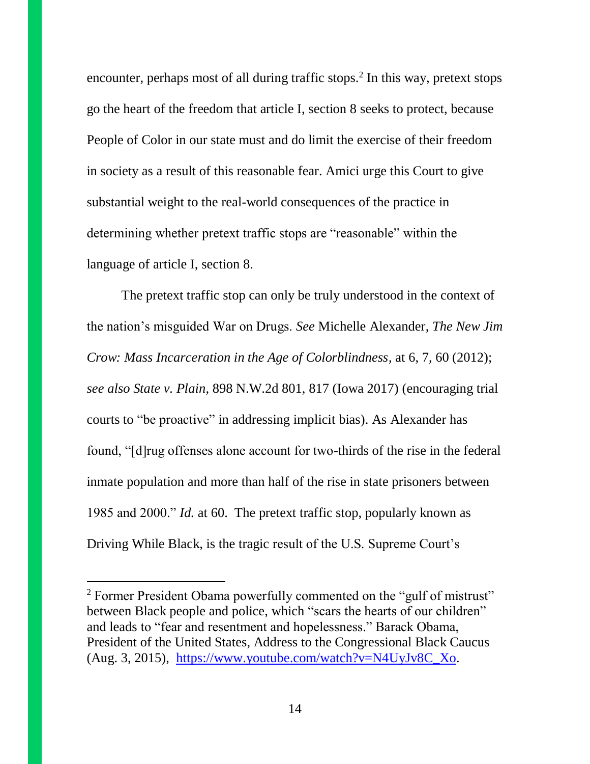encounter, perhaps most of all during traffic stops.[2] In this way, pretext stops go the heart of the freedom that article I, section 8 seeks to protect, because People of Color in our state must and do limit the exercise of their freedom in society as a result of this reasonable fear. Amici urge this Court to give substantial weight to the real-world consequences of the practice in determining whether pretext traffic stops are "reasonable" within the language of article I, section 8.

The pretext traffic stop can only be truly understood in the context of the nation's misguided War on Drugs. *See* Michelle Alexander, *The New Jim Crow: Mass Incarceration in the Age of Colorblindness*, at 6, 7, 60 (2012); *see also State v. Plain*, 898 N.W.2d 801, 817 (Iowa 2017) (encouraging trial courts to "be proactive" in addressing implicit bias). As Alexander has found, "[d]rug offenses alone account for two-thirds of the rise in the federal inmate population and more than half of the rise in state prisoners between 1985 and 2000." *Id.* at 60. The pretext traffic stop, popularly known as Driving While Black, is the tragic result of the U.S. Supreme Court's

---

[2] Former President Obama powerfully commented on the "gulf of mistrust" between Black people and police, which "scars the hearts of our children" and leads to "fear and resentment and hopelessness." Barack Obama, President of the United States, Address to the Congressional Black Caucus (Aug. 3, 2015), https://www.youtube.com/watch?v=N4UyJv8C_Xo.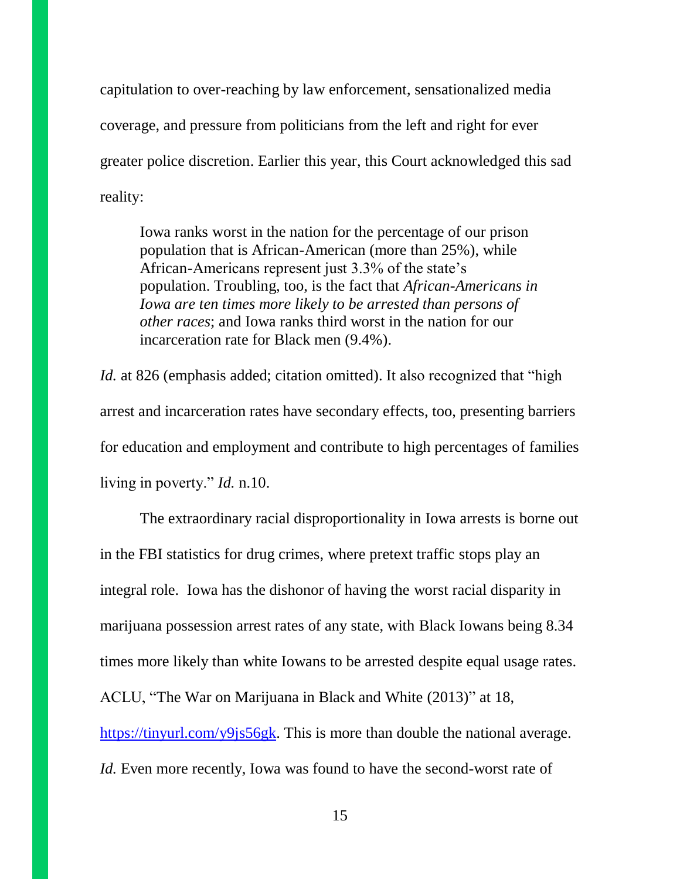capitulation to over-reaching by law enforcement, sensationalized media coverage, and pressure from politicians from the left and right for ever greater police discretion. Earlier this year, this Court acknowledged this sad reality:

> Iowa ranks worst in the nation for the percentage of our prison population that is African-American (more than 25%), while African-Americans represent just 3.3% of the state's population. Troubling, too, is the fact that *African-Americans in Iowa are ten times more likely to be arrested than persons of other races*; and Iowa ranks third worst in the nation for our incarceration rate for Black men (9.4%).

*Id.* at 826 (emphasis added; citation omitted). It also recognized that "high arrest and incarceration rates have secondary effects, too, presenting barriers for education and employment and contribute to high percentages of families living in poverty." *Id.* n.10.

The extraordinary racial disproportionality in Iowa arrests is borne out in the FBI statistics for drug crimes, where pretext traffic stops play an integral role. Iowa has the dishonor of having the worst racial disparity in marijuana possession arrest rates of any state, with Black Iowans being 8.34 times more likely than white Iowans to be arrested despite equal usage rates. ACLU, "The War on Marijuana in Black and White (2013)" at 18, [https://tinyurl.com/y9js56gk](https://tinyurl.com/y9js56gk). This is more than double the national average. *Id.* Even more recently, Iowa was found to have the second-worst rate of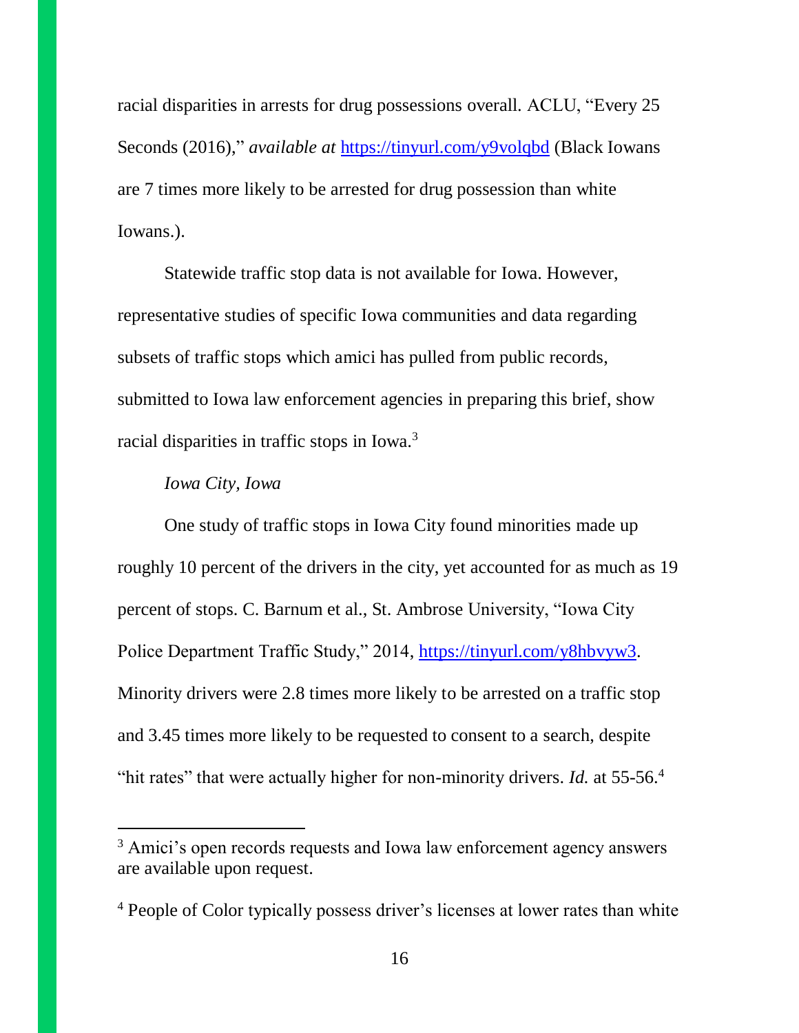racial disparities in arrests for drug possessions overall. ACLU, "Every 25 Seconds (2016)," *available at* https://tinyurl.com/y9volqbd (Black Iowans are 7 times more likely to be arrested for drug possession than white Iowans.).

Statewide traffic stop data is not available for Iowa. However, representative studies of specific Iowa communities and data regarding subsets of traffic stops which amici has pulled from public records, submitted to Iowa law enforcement agencies in preparing this brief, show racial disparities in traffic stops in Iowa.[3]

*Iowa City, Iowa*

One study of traffic stops in Iowa City found minorities made up roughly 10 percent of the drivers in the city, yet accounted for as much as 19 percent of stops. C. Barnum et al., St. Ambrose University, "Iowa City Police Department Traffic Study," 2014, https://tinyurl.com/y8hbvyw3. Minority drivers were 2.8 times more likely to be arrested on a traffic stop and 3.45 times more likely to be requested to consent to a search, despite "hit rates" that were actually higher for non-minority drivers. *Id.* at 55-56.[4]

---

[3] Amici's open records requests and Iowa law enforcement agency answers are available upon request.

[4] People of Color typically possess driver's licenses at lower rates than white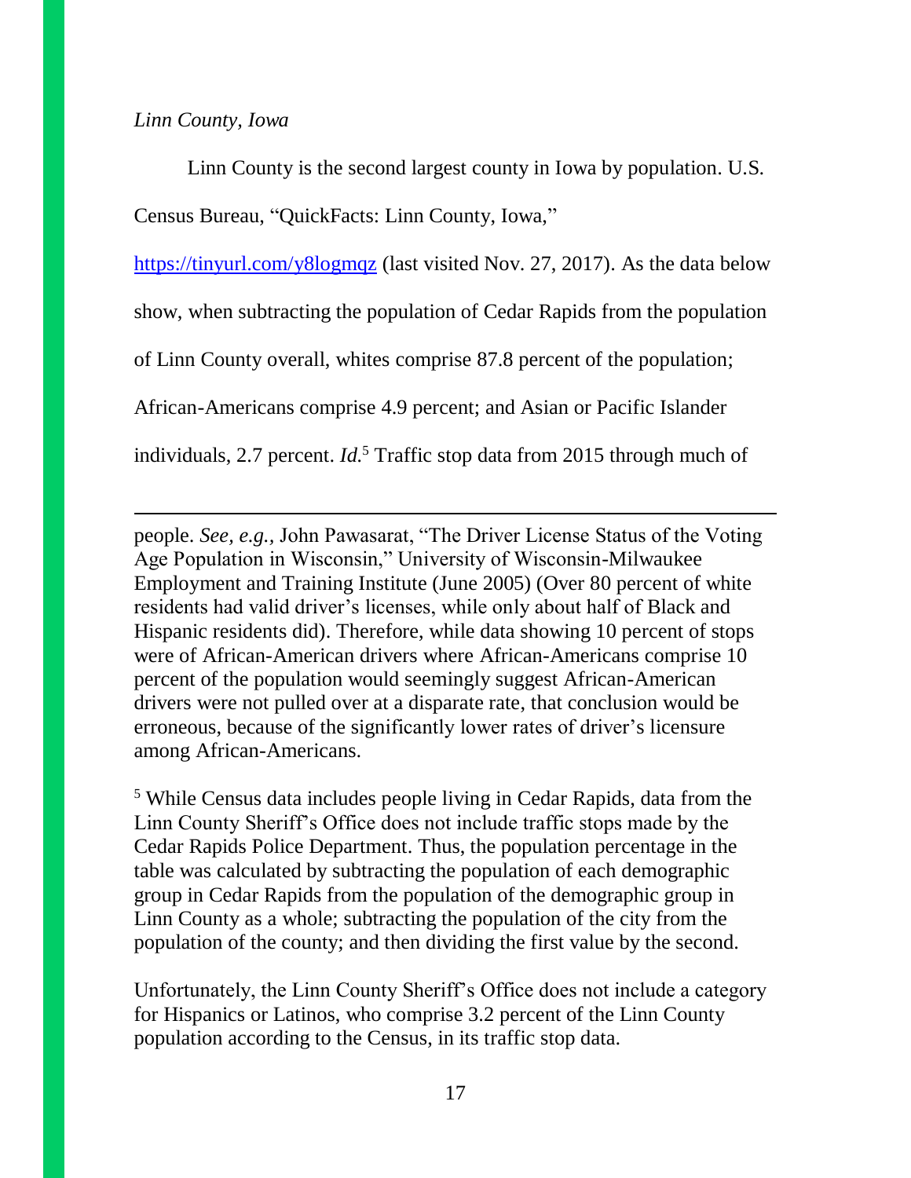*Linn County, Iowa*

Linn County is the second largest county in Iowa by population. U.S. Census Bureau, "QuickFacts: Linn County, Iowa," https://tinyurl.com/y8logmqz (last visited Nov. 27, 2017). As the data below show, when subtracting the population of Cedar Rapids from the population of Linn County overall, whites comprise 87.8 percent of the population; African-Americans comprise 4.9 percent; and Asian or Pacific Islander individuals, 2.7 percent. *Id.*[5] Traffic stop data from 2015 through much of

---

people. *See, e.g.,* John Pawasarat, "The Driver License Status of the Voting Age Population in Wisconsin," University of Wisconsin-Milwaukee Employment and Training Institute (June 2005) (Over 80 percent of white residents had valid driver's licenses, while only about half of Black and Hispanic residents did). Therefore, while data showing 10 percent of stops were of African-American drivers where African-Americans comprise 10 percent of the population would seemingly suggest African-American drivers were not pulled over at a disparate rate, that conclusion would be erroneous, because of the significantly lower rates of driver's licensure among African-Americans.

[5] While Census data includes people living in Cedar Rapids, data from the Linn County Sheriff's Office does not include traffic stops made by the Cedar Rapids Police Department. Thus, the population percentage in the table was calculated by subtracting the population of each demographic group in Cedar Rapids from the population of the demographic group in Linn County as a whole; subtracting the population of the city from the population of the county; and then dividing the first value by the second.

Unfortunately, the Linn County Sheriff's Office does not include a category for Hispanics or Latinos, who comprise 3.2 percent of the Linn County population according to the Census, in its traffic stop data.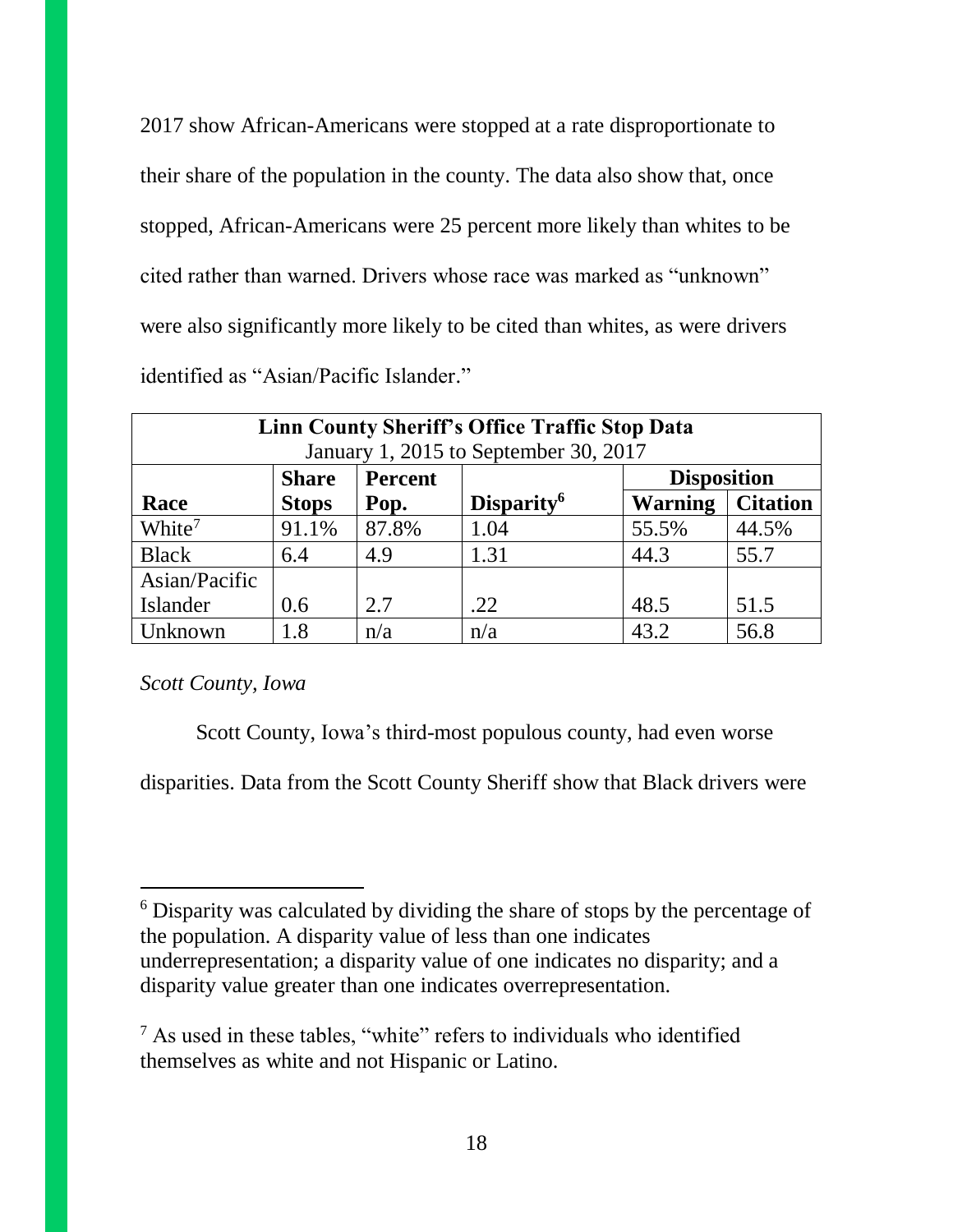2017 show African-Americans were stopped at a rate disproportionate to their share of the population in the county. The data also show that, once stopped, African-Americans were 25 percent more likely than whites to be cited rather than warned. Drivers whose race was marked as "unknown" were also significantly more likely to be cited than whites, as were drivers identified as "Asian/Pacific Islander."

| **Linn County Sheriff's Office Traffic Stop Data**<br>January 1, 2015 to September 30, 2017 | | | | | |
|---|---|---|---|---|---|
| | **Share** | **Percent** | | **Disposition** | |
| **Race** | **Stops** | **Pop.** | **Disparity**[6] | **Warning** | **Citation** |
| White[7] | 91.1% | 87.8% | 1.04 | 55.5% | 44.5% |
| Black | 6.4 | 4.9 | 1.31 | 44.3 | 55.7 |
| Asian/Pacific Islander | 0.6 | 2.7 | .22 | 48.5 | 51.5 |
| Unknown | 1.8 | n/a | n/a | 43.2 | 56.8 |

*Scott County, Iowa*

Scott County, Iowa's third-most populous county, had even worse disparities. Data from the Scott County Sheriff show that Black drivers were

[6] Disparity was calculated by dividing the share of stops by the percentage of the population. A disparity value of less than one indicates underrepresentation; a disparity value of one indicates no disparity; and a disparity value greater than one indicates overrepresentation.

[7] As used in these tables, "white" refers to individuals who identified themselves as white and not Hispanic or Latino.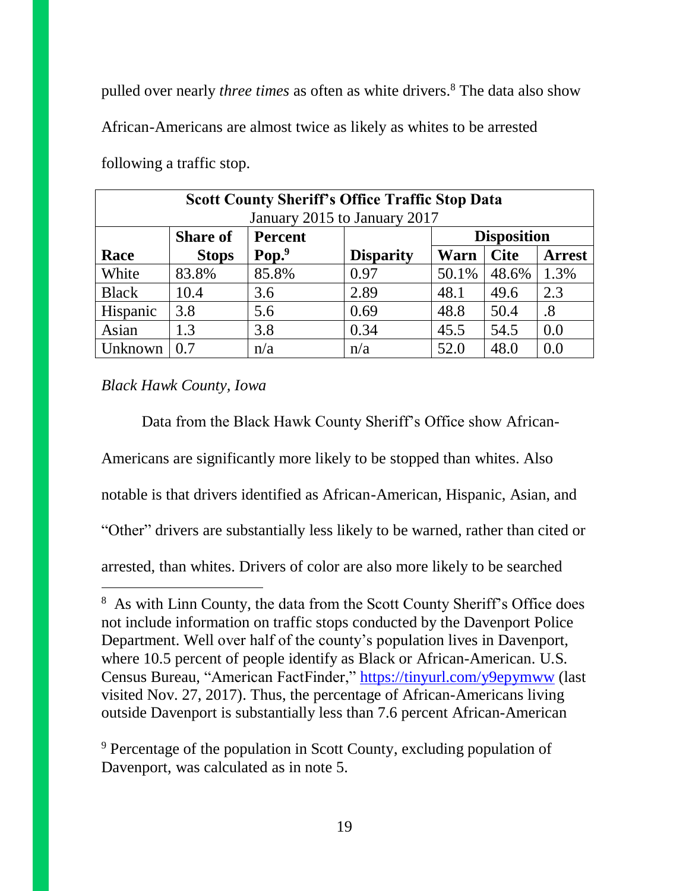pulled over nearly *three times* as often as white drivers.[8] The data also show African-Americans are almost twice as likely as whites to be arrested following a traffic stop.

| **Scott County Sheriff's Office Traffic Stop Data**<br>January 2015 to January 2017 | | | | | | |
|---|---|---|---|---|---|---|
| | **Share of** | **Percent** | | **Disposition** | | |
| **Race** | **Stops** | **Pop.**[9] | **Disparity** | **Warn** | **Cite** | **Arrest** |
| White | 83.8% | 85.8% | 0.97 | 50.1% | 48.6% | 1.3% |
| Black | 10.4 | 3.6 | 2.89 | 48.1 | 49.6 | 2.3 |
| Hispanic | 3.8 | 5.6 | 0.69 | 48.8 | 50.4 | .8 |
| Asian | 1.3 | 3.8 | 0.34 | 45.5 | 54.5 | 0.0 |
| Unknown | 0.7 | n/a | n/a | 52.0 | 48.0 | 0.0 |

*Black Hawk County, Iowa*

Data from the Black Hawk County Sheriff's Office show African-Americans are significantly more likely to be stopped than whites. Also notable is that drivers identified as African-American, Hispanic, Asian, and "Other" drivers are substantially less likely to be warned, rather than cited or arrested, than whites. Drivers of color are also more likely to be searched

---

[8] As with Linn County, the data from the Scott County Sheriff's Office does not include information on traffic stops conducted by the Davenport Police Department. Well over half of the county's population lives in Davenport, where 10.5 percent of people identify as Black or African-American. U.S. Census Bureau, "American FactFinder," https://tinyurl.com/y9epymww (last visited Nov. 27, 2017). Thus, the percentage of African-Americans living outside Davenport is substantially less than 7.6 percent African-American

[9] Percentage of the population in Scott County, excluding population of Davenport, was calculated as in note 5.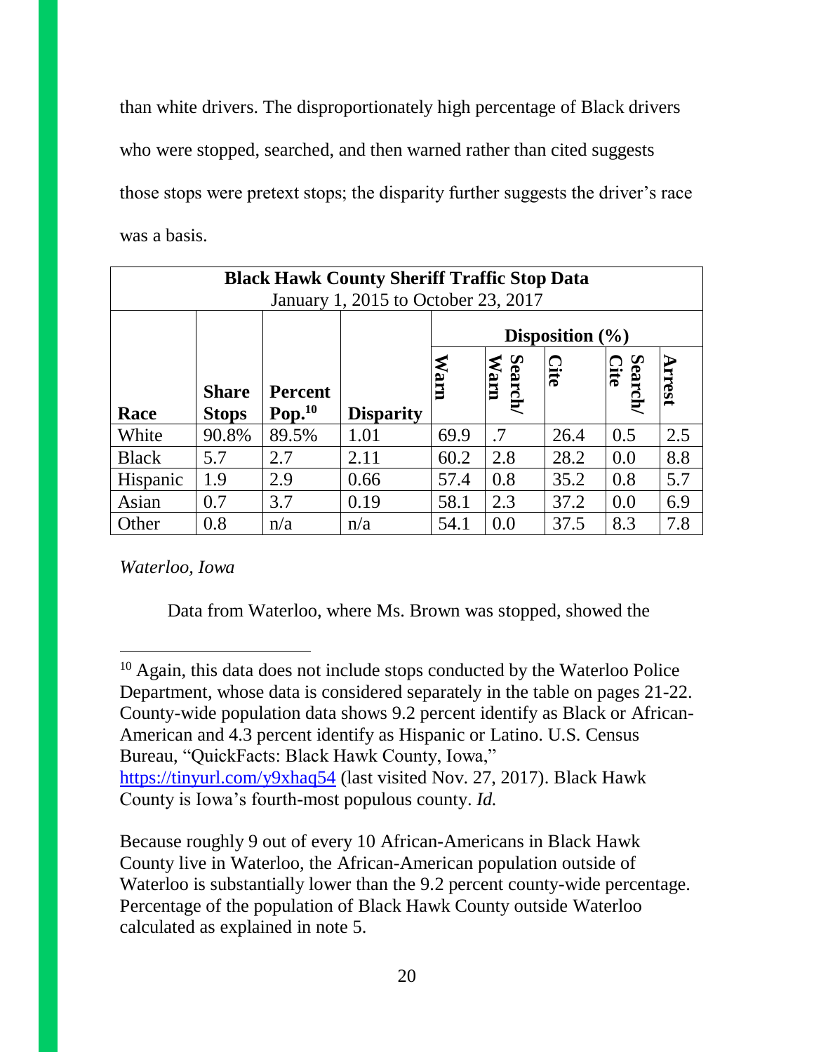than white drivers. The disproportionately high percentage of Black drivers who were stopped, searched, and then warned rather than cited suggests those stops were pretext stops; the disparity further suggests the driver's race was a basis.

| **Black Hawk County Sheriff Traffic Stop Data** January 1, 2015 to October 23, 2017 | | | | | | | | |
|---|---|---|---|---|---|---|---|---|
| | | | | **Disposition (%)** | | | | |
| **Race** | **Share Stops** | **Percent Pop.**[10] | **Disparity** | **Warn** | **Search/ Warn** | **Cite** | **Search/ Cite** | **Arrest** |
| White | 90.8% | 89.5% | 1.01 | 69.9 | .7 | 26.4 | 0.5 | 2.5 |
| Black | 5.7 | 2.7 | 2.11 | 60.2 | 2.8 | 28.2 | 0.0 | 8.8 |
| Hispanic | 1.9 | 2.9 | 0.66 | 57.4 | 0.8 | 35.2 | 0.8 | 5.7 |
| Asian | 0.7 | 3.7 | 0.19 | 58.1 | 2.3 | 37.2 | 0.0 | 6.9 |
| Other | 0.8 | n/a | n/a | 54.1 | 0.0 | 37.5 | 8.3 | 7.8 |

*Waterloo, Iowa*

Data from Waterloo, where Ms. Brown was stopped, showed the

---

[10] Again, this data does not include stops conducted by the Waterloo Police Department, whose data is considered separately in the table on pages 21-22. County-wide population data shows 9.2 percent identify as Black or African-American and 4.3 percent identify as Hispanic or Latino. U.S. Census Bureau, "QuickFacts: Black Hawk County, Iowa," https://tinyurl.com/y9xhaq54 (last visited Nov. 27, 2017). Black Hawk County is Iowa's fourth-most populous county. *Id.*

Because roughly 9 out of every 10 African-Americans in Black Hawk County live in Waterloo, the African-American population outside of Waterloo is substantially lower than the 9.2 percent county-wide percentage. Percentage of the population of Black Hawk County outside Waterloo calculated as explained in note 5.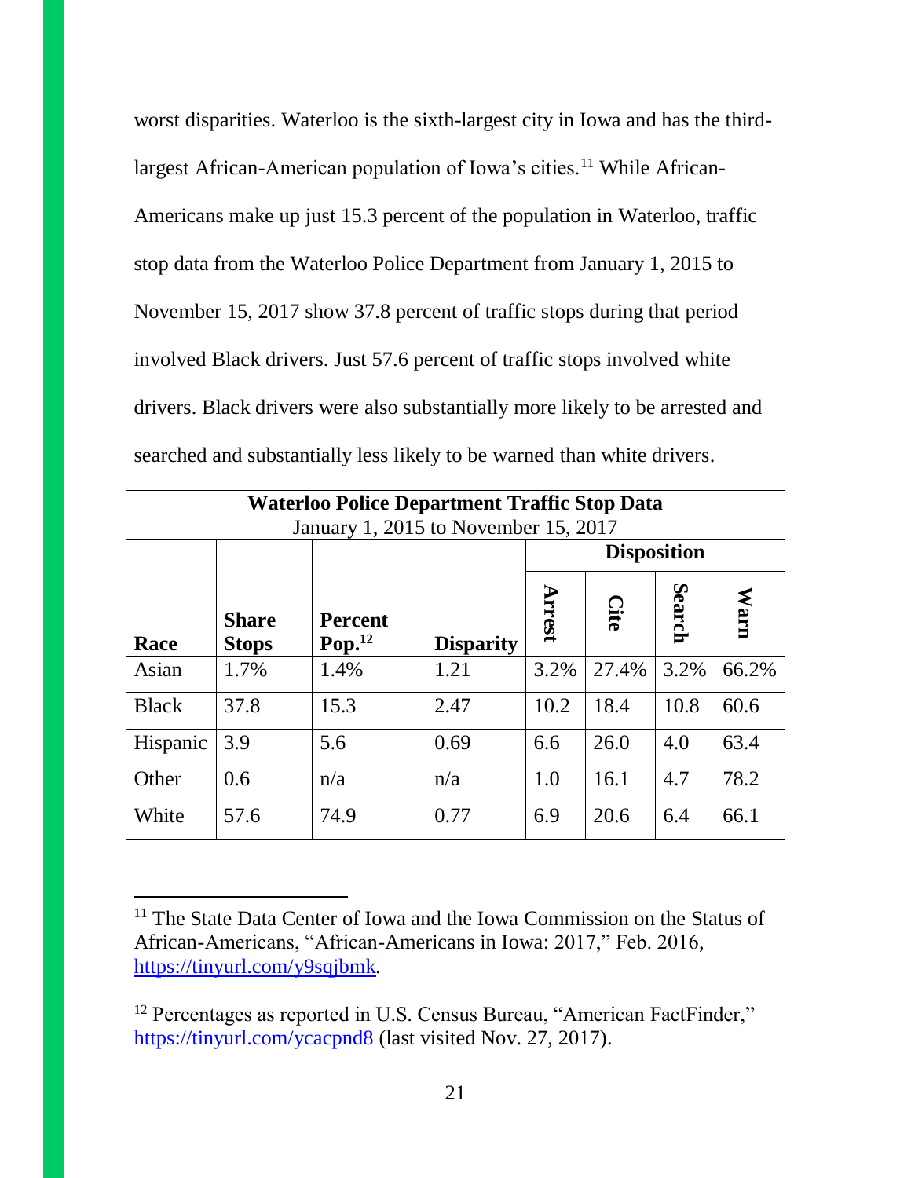worst disparities. Waterloo is the sixth-largest city in Iowa and has the third-largest African-American population of Iowa's cities.[11] While African-Americans make up just 15.3 percent of the population in Waterloo, traffic stop data from the Waterloo Police Department from January 1, 2015 to November 15, 2017 show 37.8 percent of traffic stops during that period involved Black drivers. Just 57.6 percent of traffic stops involved white drivers. Black drivers were also substantially more likely to be arrested and searched and substantially less likely to be warned than white drivers.

| **Waterloo Police Department Traffic Stop Data**<br>January 1, 2015 to November 15, 2017 | | | | | | | |
|---|---|---|---|---|---|---|---|
| | | | | **Disposition** | | | |
| **Race** | **Share Stops** | **Percent Pop.**[12] | **Disparity** | **Arrest** | **Cite** | **Search** | **Warn** |
| Asian | 1.7% | 1.4% | 1.21 | 3.2% | 27.4% | 3.2% | 66.2% |
| Black | 37.8 | 15.3 | 2.47 | 10.2 | 18.4 | 10.8 | 60.6 |
| Hispanic | 3.9 | 5.6 | 0.69 | 6.6 | 26.0 | 4.0 | 63.4 |
| Other | 0.6 | n/a | n/a | 1.0 | 16.1 | 4.7 | 78.2 |
| White | 57.6 | 74.9 | 0.77 | 6.9 | 20.6 | 6.4 | 66.1 |

---

[11] The State Data Center of Iowa and the Iowa Commission on the Status of African-Americans, "African-Americans in Iowa: 2017," Feb. 2016, https://tinyurl.com/y9sqjbmk.

[12] Percentages as reported in U.S. Census Bureau, "American FactFinder," https://tinyurl.com/ycacpnd8 (last visited Nov. 27, 2017).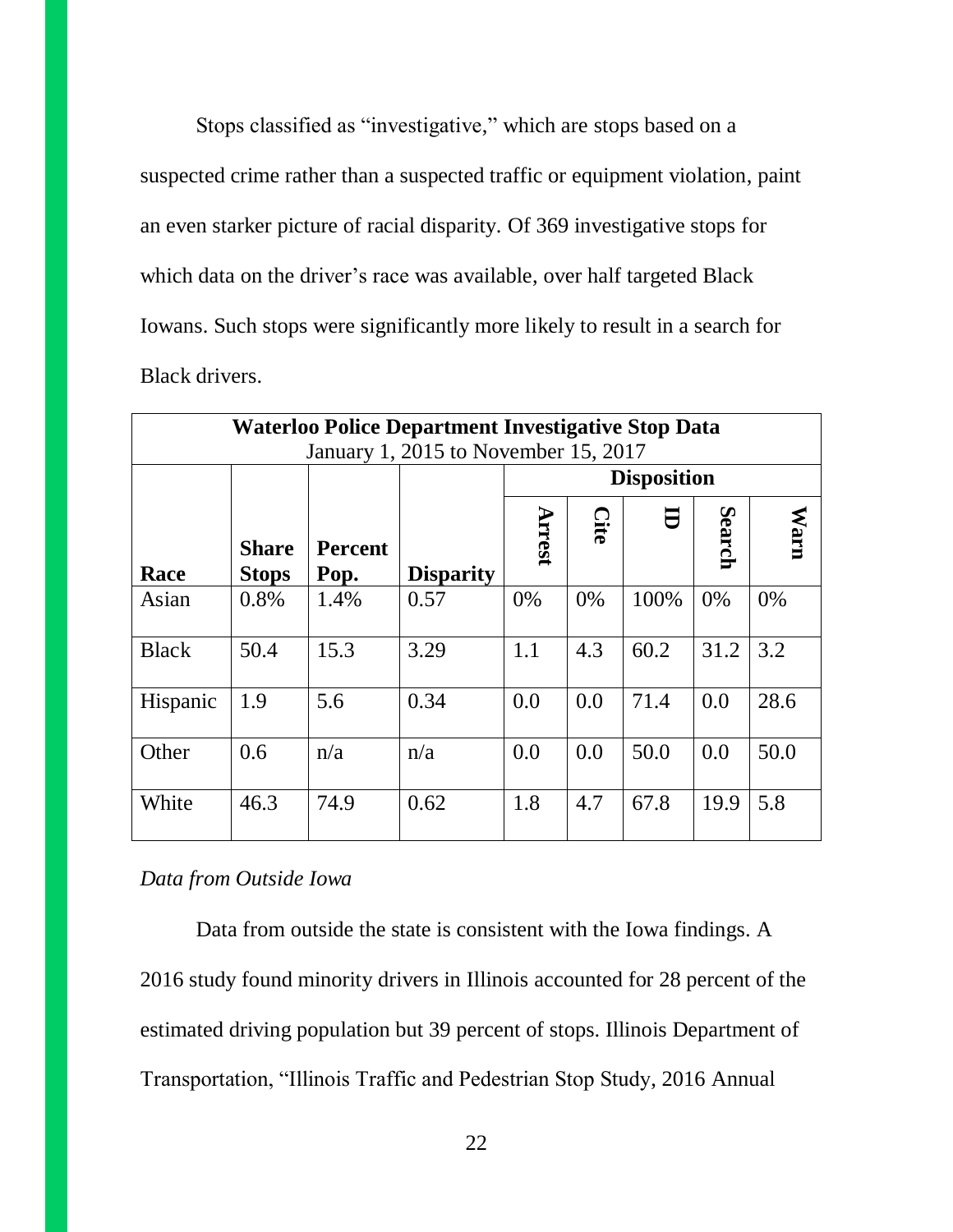Stops classified as "investigative," which are stops based on a suspected crime rather than a suspected traffic or equipment violation, paint an even starker picture of racial disparity. Of 369 investigative stops for which data on the driver's race was available, over half targeted Black Iowans. Such stops were significantly more likely to result in a search for Black drivers.

| **Waterloo Police Department Investigative Stop Data**<br>January 1, 2015 to November 15, 2017 | | | | | | | | |
|---|---|---|---|---|---|---|---|---|
| | | | | **Disposition** | | | | |
| **Race** | **Share Stops** | **Percent Pop.** | **Disparity** | **Arrest** | **Cite** | **ID** | **Search** | **Warn** |
| Asian | 0.8% | 1.4% | 0.57 | 0% | 0% | 100% | 0% | 0% |
| Black | 50.4 | 15.3 | 3.29 | 1.1 | 4.3 | 60.2 | 31.2 | 3.2 |
| Hispanic | 1.9 | 5.6 | 0.34 | 0.0 | 0.0 | 71.4 | 0.0 | 28.6 |
| Other | 0.6 | n/a | n/a | 0.0 | 0.0 | 50.0 | 0.0 | 50.0 |
| White | 46.3 | 74.9 | 0.62 | 1.8 | 4.7 | 67.8 | 19.9 | 5.8 |

*Data from Outside Iowa*

Data from outside the state is consistent with the Iowa findings. A 2016 study found minority drivers in Illinois accounted for 28 percent of the estimated driving population but 39 percent of stops. Illinois Department of Transportation, "Illinois Traffic and Pedestrian Stop Study, 2016 Annual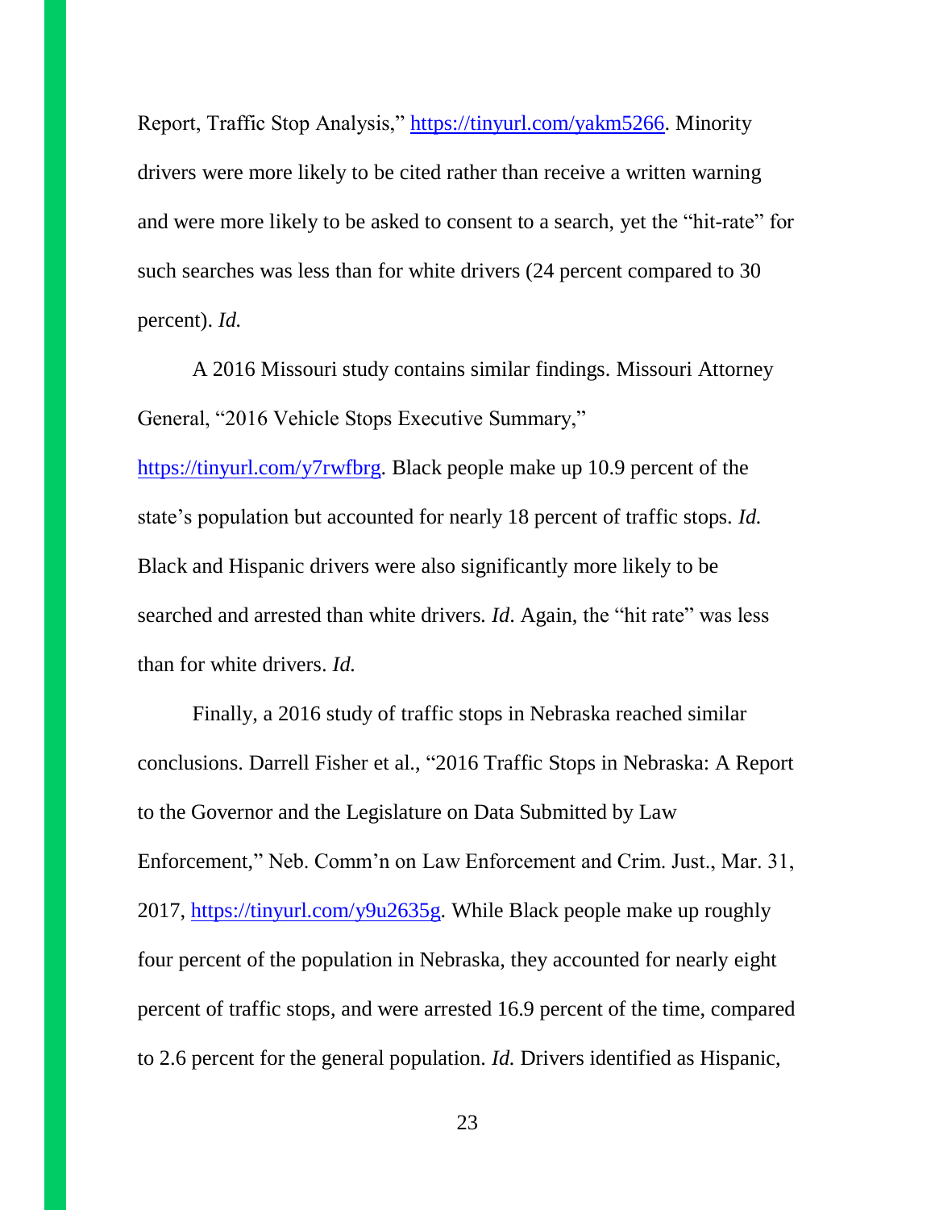Report, Traffic Stop Analysis," https://tinyurl.com/yakm5266. Minority drivers were more likely to be cited rather than receive a written warning and were more likely to be asked to consent to a search, yet the "hit-rate" for such searches was less than for white drivers (24 percent compared to 30 percent). *Id.*

A 2016 Missouri study contains similar findings. Missouri Attorney General, "2016 Vehicle Stops Executive Summary," https://tinyurl.com/y7rwfbrg. Black people make up 10.9 percent of the state's population but accounted for nearly 18 percent of traffic stops. *Id.* Black and Hispanic drivers were also significantly more likely to be searched and arrested than white drivers. *Id*. Again, the "hit rate" was less than for white drivers. *Id.*

Finally, a 2016 study of traffic stops in Nebraska reached similar conclusions. Darrell Fisher et al., "2016 Traffic Stops in Nebraska: A Report to the Governor and the Legislature on Data Submitted by Law Enforcement," Neb. Comm'n on Law Enforcement and Crim. Just., Mar. 31, 2017, https://tinyurl.com/y9u2635g. While Black people make up roughly four percent of the population in Nebraska, they accounted for nearly eight percent of traffic stops, and were arrested 16.9 percent of the time, compared to 2.6 percent for the general population. *Id.* Drivers identified as Hispanic,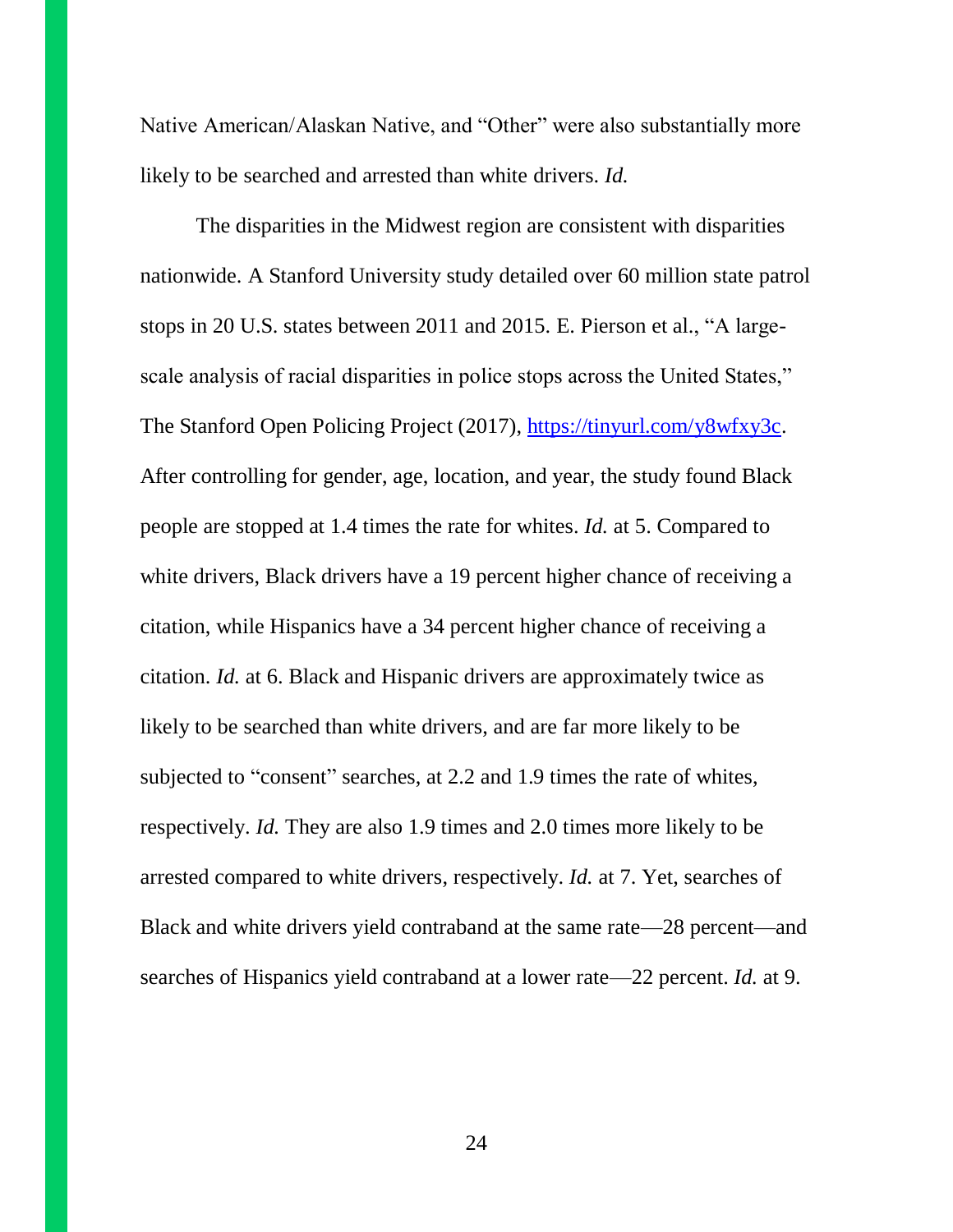Native American/Alaskan Native, and "Other" were also substantially more likely to be searched and arrested than white drivers. *Id.*

The disparities in the Midwest region are consistent with disparities nationwide. A Stanford University study detailed over 60 million state patrol stops in 20 U.S. states between 2011 and 2015. E. Pierson et al., "A large-scale analysis of racial disparities in police stops across the United States," The Stanford Open Policing Project (2017), [https://tinyurl.com/y8wfxy3c](https://tinyurl.com/y8wfxy3c). After controlling for gender, age, location, and year, the study found Black people are stopped at 1.4 times the rate for whites. *Id.* at 5. Compared to white drivers, Black drivers have a 19 percent higher chance of receiving a citation, while Hispanics have a 34 percent higher chance of receiving a citation. *Id.* at 6. Black and Hispanic drivers are approximately twice as likely to be searched than white drivers, and are far more likely to be subjected to "consent" searches, at 2.2 and 1.9 times the rate of whites, respectively. *Id.* They are also 1.9 times and 2.0 times more likely to be arrested compared to white drivers, respectively. *Id.* at 7. Yet, searches of Black and white drivers yield contraband at the same rate—28 percent—and searches of Hispanics yield contraband at a lower rate—22 percent. *Id.* at 9.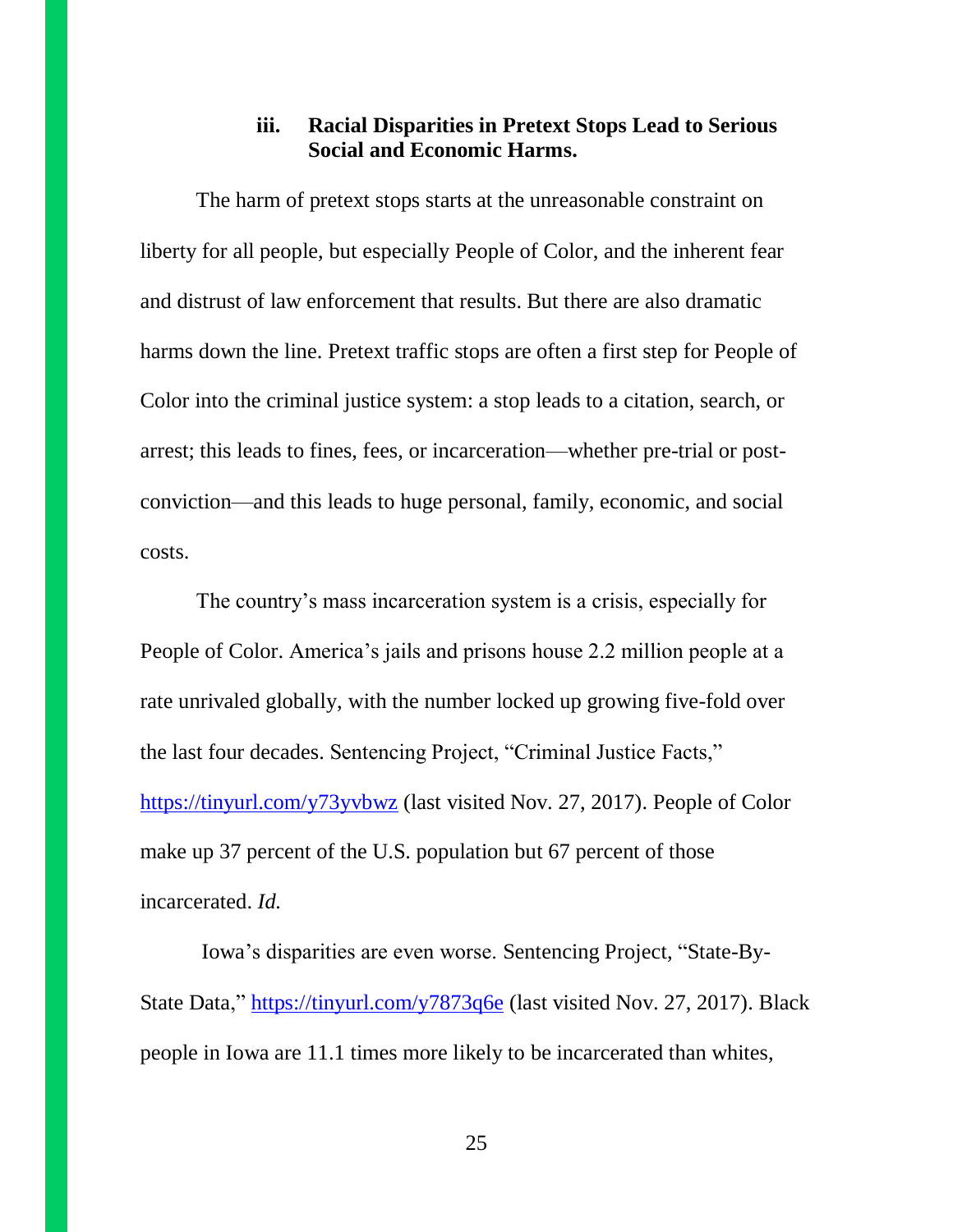### iii. Racial Disparities in Pretext Stops Lead to Serious Social and Economic Harms.

The harm of pretext stops starts at the unreasonable constraint on liberty for all people, but especially People of Color, and the inherent fear and distrust of law enforcement that results. But there are also dramatic harms down the line. Pretext traffic stops are often a first step for People of Color into the criminal justice system: a stop leads to a citation, search, or arrest; this leads to fines, fees, or incarceration—whether pre-trial or post-conviction—and this leads to huge personal, family, economic, and social costs.

The country's mass incarceration system is a crisis, especially for People of Color. America's jails and prisons house 2.2 million people at a rate unrivaled globally, with the number locked up growing five-fold over the last four decades. Sentencing Project, "Criminal Justice Facts," https://tinyurl.com/y73yvbwz (last visited Nov. 27, 2017). People of Color make up 37 percent of the U.S. population but 67 percent of those incarcerated. *Id.*

Iowa's disparities are even worse. Sentencing Project, "State-By-State Data," https://tinyurl.com/y7873q6e (last visited Nov. 27, 2017). Black people in Iowa are 11.1 times more likely to be incarcerated than whites,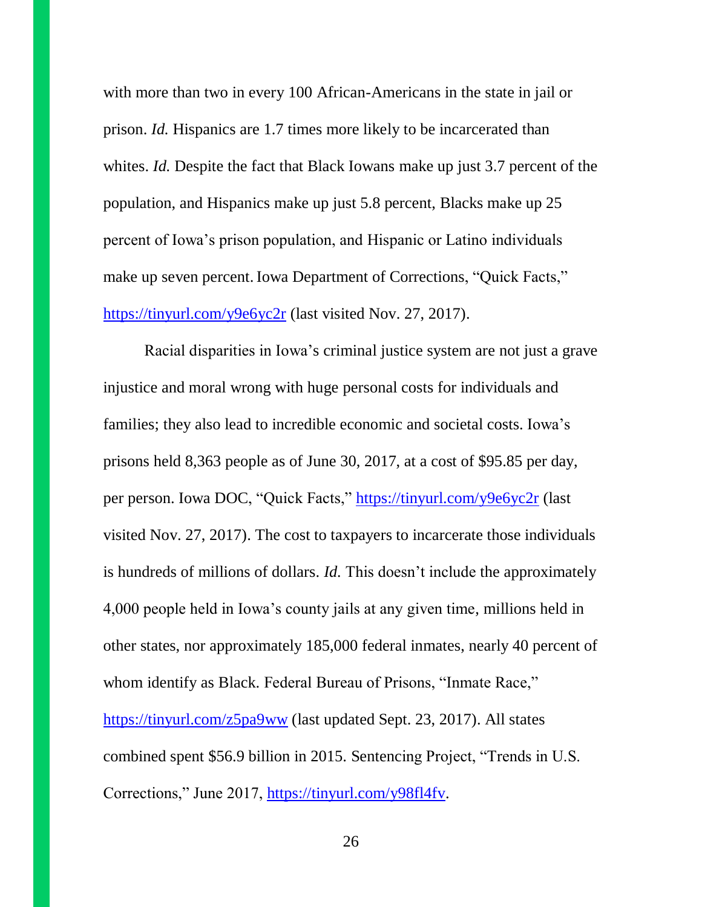with more than two in every 100 African-Americans in the state in jail or prison. *Id.* Hispanics are 1.7 times more likely to be incarcerated than whites. *Id.* Despite the fact that Black Iowans make up just 3.7 percent of the population, and Hispanics make up just 5.8 percent, Blacks make up 25 percent of Iowa's prison population, and Hispanic or Latino individuals make up seven percent. Iowa Department of Corrections, "Quick Facts," https://tinyurl.com/y9e6yc2r (last visited Nov. 27, 2017).

Racial disparities in Iowa's criminal justice system are not just a grave injustice and moral wrong with huge personal costs for individuals and families; they also lead to incredible economic and societal costs. Iowa's prisons held 8,363 people as of June 30, 2017, at a cost of $95.85 per day, per person. Iowa DOC, "Quick Facts," https://tinyurl.com/y9e6yc2r (last visited Nov. 27, 2017). The cost to taxpayers to incarcerate those individuals is hundreds of millions of dollars. *Id.* This doesn't include the approximately 4,000 people held in Iowa's county jails at any given time, millions held in other states, nor approximately 185,000 federal inmates, nearly 40 percent of whom identify as Black. Federal Bureau of Prisons, "Inmate Race," https://tinyurl.com/z5pa9ww (last updated Sept. 23, 2017). All states combined spent $56.9 billion in 2015. Sentencing Project, "Trends in U.S. Corrections," June 2017, https://tinyurl.com/y98fl4fv.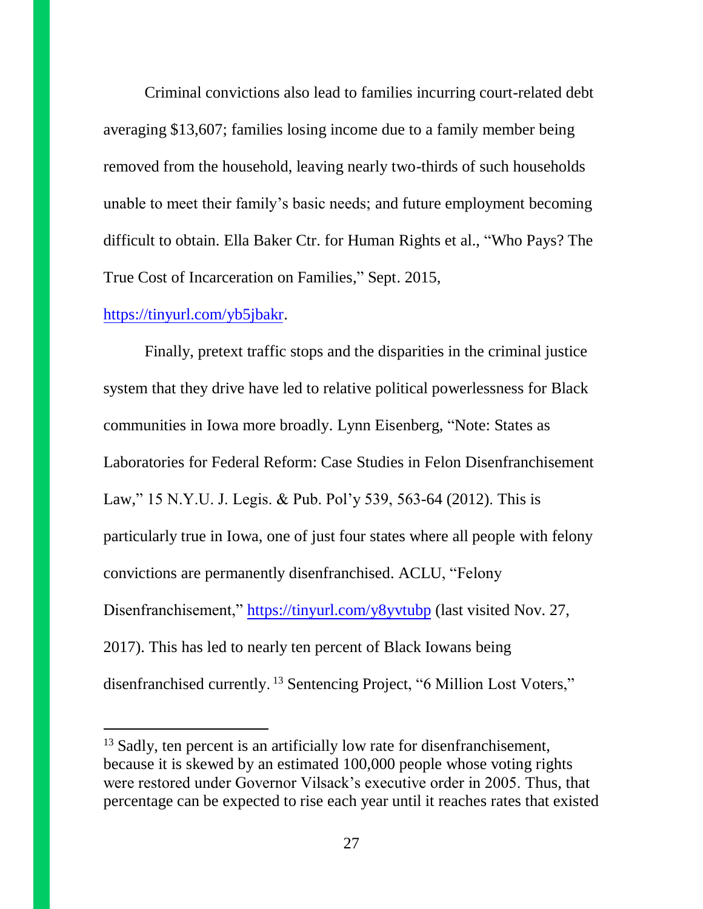Criminal convictions also lead to families incurring court-related debt averaging $13,607; families losing income due to a family member being removed from the household, leaving nearly two-thirds of such households unable to meet their family's basic needs; and future employment becoming difficult to obtain. Ella Baker Ctr. for Human Rights et al., "Who Pays? The True Cost of Incarceration on Families," Sept. 2015, https://tinyurl.com/yb5jbakr.

Finally, pretext traffic stops and the disparities in the criminal justice system that they drive have led to relative political powerlessness for Black communities in Iowa more broadly. Lynn Eisenberg, "Note: States as Laboratories for Federal Reform: Case Studies in Felon Disenfranchisement Law," 15 N.Y.U. J. Legis. & Pub. Pol'y 539, 563-64 (2012). This is particularly true in Iowa, one of just four states where all people with felony convictions are permanently disenfranchised. ACLU, "Felony Disenfranchisement," https://tinyurl.com/y8yvtubp (last visited Nov. 27, 2017). This has led to nearly ten percent of Black Iowans being disenfranchised currently.[13] Sentencing Project, "6 Million Lost Voters,"

---

[13] Sadly, ten percent is an artificially low rate for disenfranchisement, because it is skewed by an estimated 100,000 people whose voting rights were restored under Governor Vilsack's executive order in 2005. Thus, that percentage can be expected to rise each year until it reaches rates that existed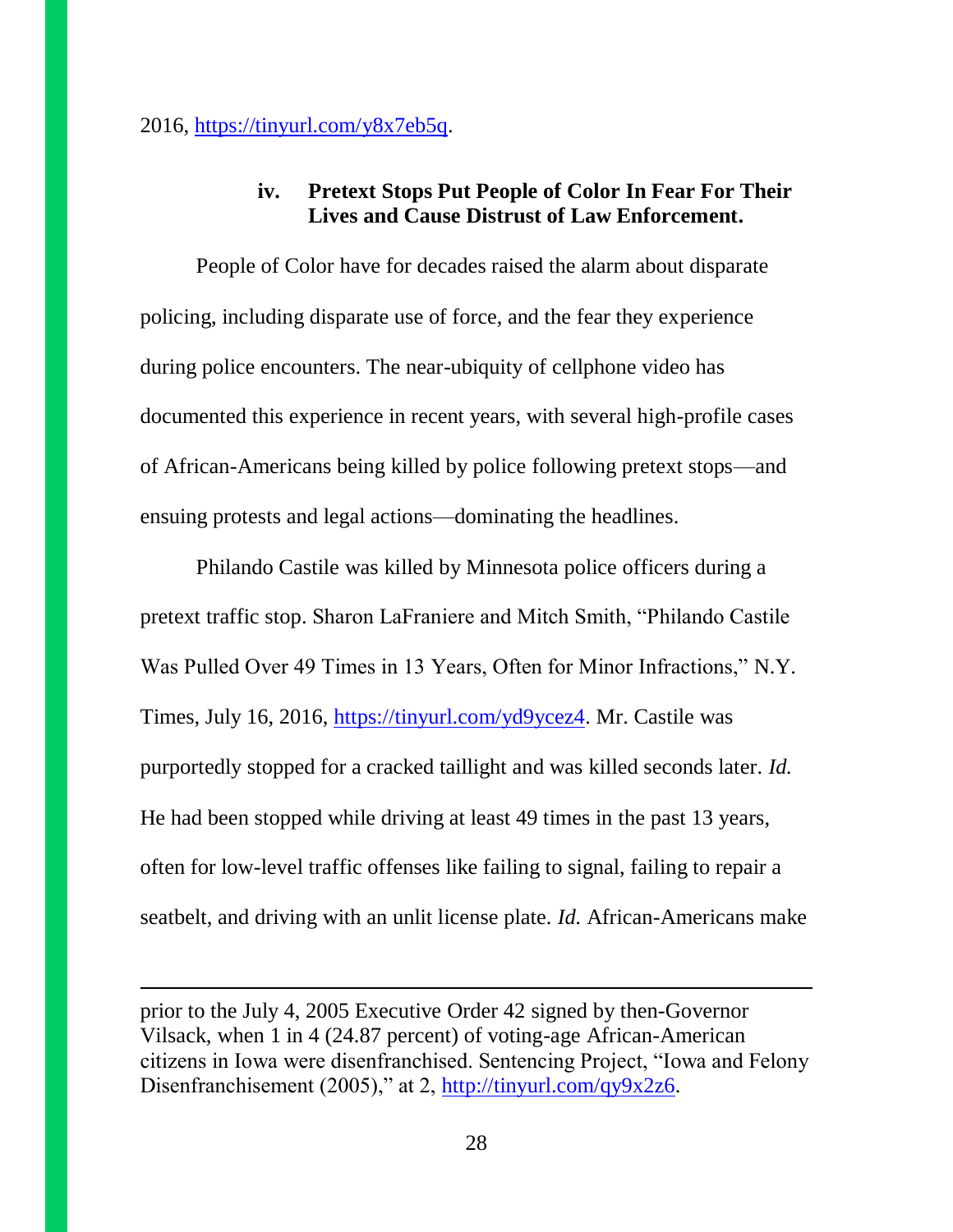2016, https://tinyurl.com/y8x7eb5q.

### iv. Pretext Stops Put People of Color In Fear For Their Lives and Cause Distrust of Law Enforcement.

People of Color have for decades raised the alarm about disparate policing, including disparate use of force, and the fear they experience during police encounters. The near-ubiquity of cellphone video has documented this experience in recent years, with several high-profile cases of African-Americans being killed by police following pretext stops—and ensuing protests and legal actions—dominating the headlines.

Philando Castile was killed by Minnesota police officers during a pretext traffic stop. Sharon LaFraniere and Mitch Smith, "Philando Castile Was Pulled Over 49 Times in 13 Years, Often for Minor Infractions," N.Y. Times, July 16, 2016, https://tinyurl.com/yd9ycez4. Mr. Castile was purportedly stopped for a cracked taillight and was killed seconds later. *Id.* He had been stopped while driving at least 49 times in the past 13 years, often for low-level traffic offenses like failing to signal, failing to repair a seatbelt, and driving with an unlit license plate. *Id.* African-Americans make

---

prior to the July 4, 2005 Executive Order 42 signed by then-Governor Vilsack, when 1 in 4 (24.87 percent) of voting-age African-American citizens in Iowa were disenfranchised. Sentencing Project, "Iowa and Felony Disenfranchisement (2005)," at 2, http://tinyurl.com/qy9x2z6.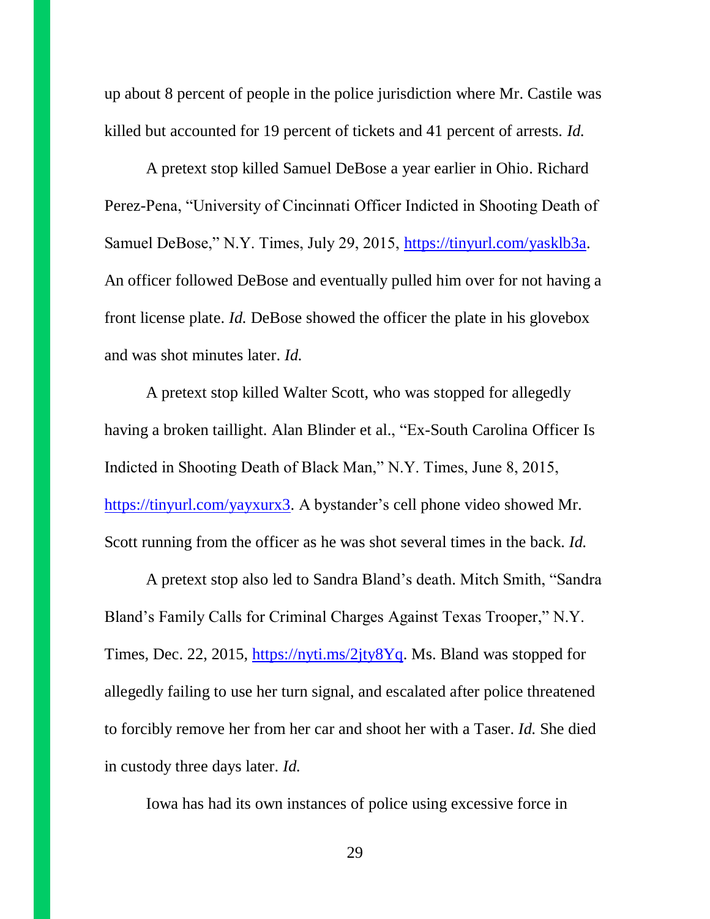up about 8 percent of people in the police jurisdiction where Mr. Castile was killed but accounted for 19 percent of tickets and 41 percent of arrests. *Id.*

A pretext stop killed Samuel DeBose a year earlier in Ohio. Richard Perez-Pena, "University of Cincinnati Officer Indicted in Shooting Death of Samuel DeBose," N.Y. Times, July 29, 2015, [https://tinyurl.com/yasklb3a](https://tinyurl.com/yasklb3a). An officer followed DeBose and eventually pulled him over for not having a front license plate. *Id.* DeBose showed the officer the plate in his glovebox and was shot minutes later. *Id.*

A pretext stop killed Walter Scott, who was stopped for allegedly having a broken taillight. Alan Blinder et al., "Ex-South Carolina Officer Is Indicted in Shooting Death of Black Man," N.Y. Times, June 8, 2015, [https://tinyurl.com/yayxurx3](https://tinyurl.com/yayxurx3). A bystander's cell phone video showed Mr. Scott running from the officer as he was shot several times in the back. *Id.*

A pretext stop also led to Sandra Bland's death. Mitch Smith, "Sandra Bland's Family Calls for Criminal Charges Against Texas Trooper," N.Y. Times, Dec. 22, 2015, [https://nyti.ms/2jty8Yq](https://nyti.ms/2jty8Yq). Ms. Bland was stopped for allegedly failing to use her turn signal, and escalated after police threatened to forcibly remove her from her car and shoot her with a Taser. *Id.* She died in custody three days later. *Id.*

Iowa has had its own instances of police using excessive force in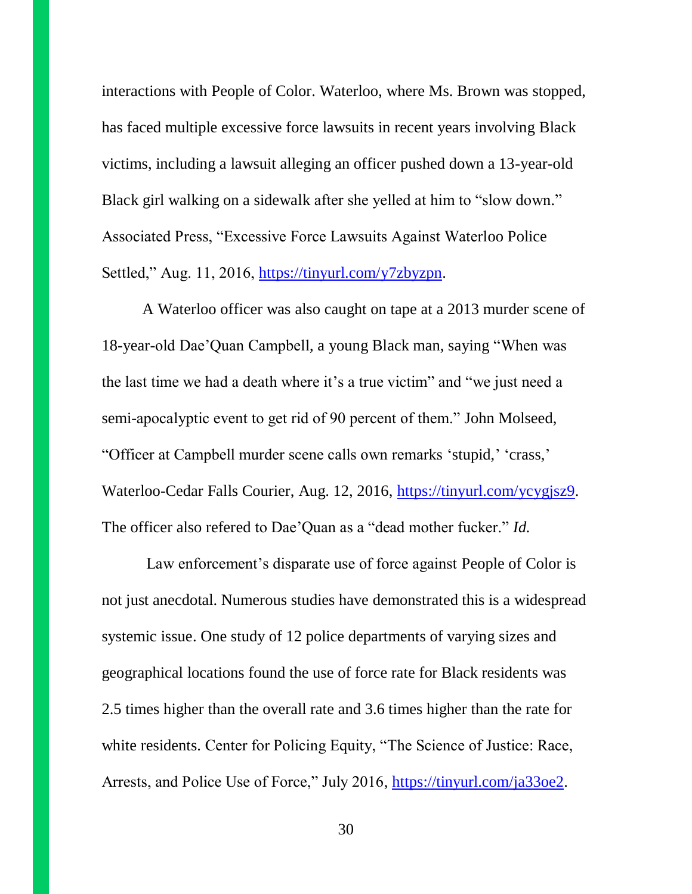interactions with People of Color. Waterloo, where Ms. Brown was stopped, has faced multiple excessive force lawsuits in recent years involving Black victims, including a lawsuit alleging an officer pushed down a 13-year-old Black girl walking on a sidewalk after she yelled at him to "slow down." Associated Press, "Excessive Force Lawsuits Against Waterloo Police Settled," Aug. 11, 2016, https://tinyurl.com/y7zbyzpn.

A Waterloo officer was also caught on tape at a 2013 murder scene of 18-year-old Dae'Quan Campbell, a young Black man, saying "When was the last time we had a death where it's a true victim" and "we just need a semi-apocalyptic event to get rid of 90 percent of them." John Molseed, "Officer at Campbell murder scene calls own remarks 'stupid,' 'crass,' Waterloo-Cedar Falls Courier, Aug. 12, 2016, https://tinyurl.com/ycygjsz9. The officer also refered to Dae'Quan as a "dead mother fucker." *Id.*

Law enforcement's disparate use of force against People of Color is not just anecdotal. Numerous studies have demonstrated this is a widespread systemic issue. One study of 12 police departments of varying sizes and geographical locations found the use of force rate for Black residents was 2.5 times higher than the overall rate and 3.6 times higher than the rate for white residents. Center for Policing Equity, "The Science of Justice: Race, Arrests, and Police Use of Force," July 2016, https://tinyurl.com/ja33oe2.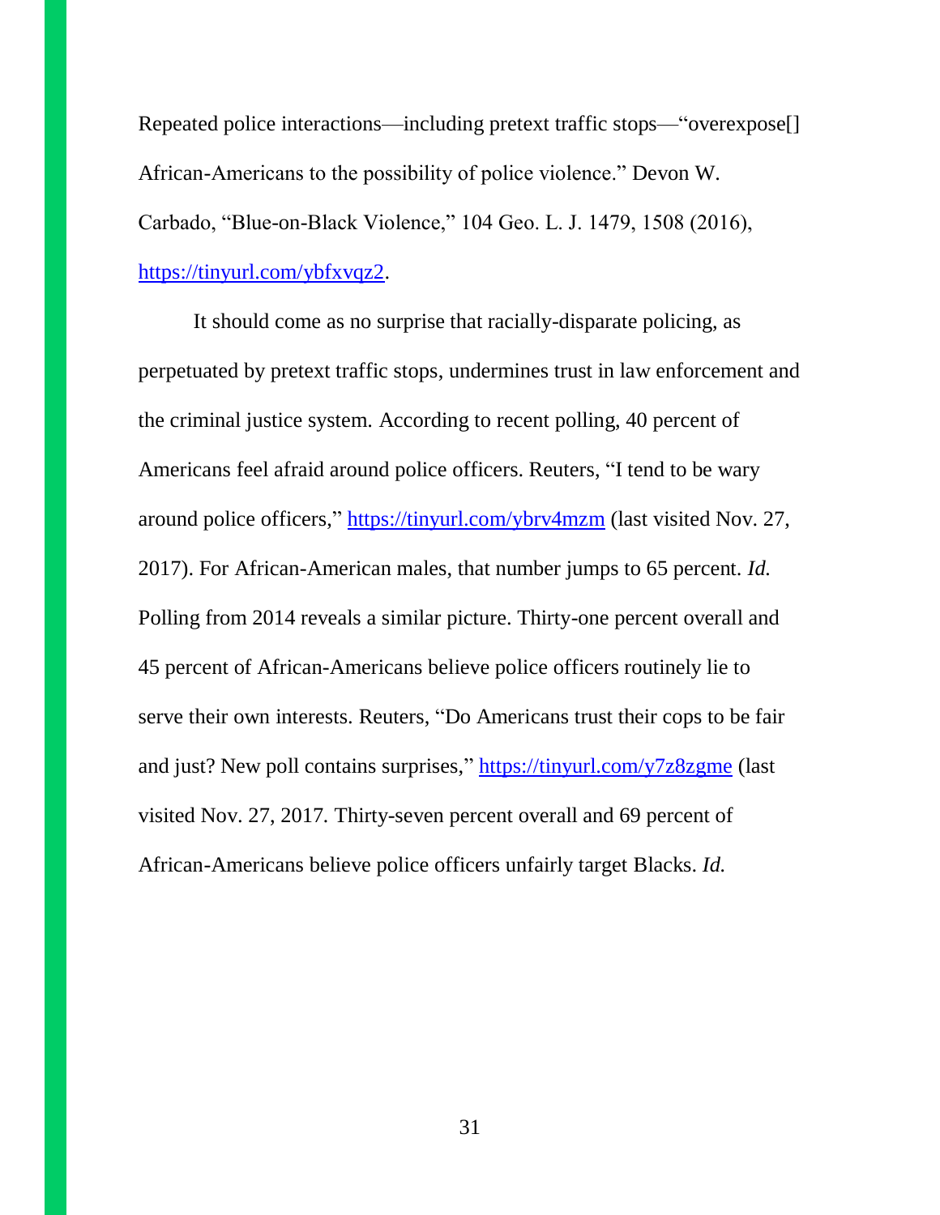Repeated police interactions—including pretext traffic stops—"overexpose[] African-Americans to the possibility of police violence." Devon W. Carbado, "Blue-on-Black Violence," 104 Geo. L. J. 1479, 1508 (2016), https://tinyurl.com/ybfxvqz2.

It should come as no surprise that racially-disparate policing, as perpetuated by pretext traffic stops, undermines trust in law enforcement and the criminal justice system. According to recent polling, 40 percent of Americans feel afraid around police officers. Reuters, "I tend to be wary around police officers," https://tinyurl.com/ybrv4mzm (last visited Nov. 27, 2017). For African-American males, that number jumps to 65 percent. *Id.* Polling from 2014 reveals a similar picture. Thirty-one percent overall and 45 percent of African-Americans believe police officers routinely lie to serve their own interests. Reuters, "Do Americans trust their cops to be fair and just? New poll contains surprises," https://tinyurl.com/y7z8zgme (last visited Nov. 27, 2017. Thirty-seven percent overall and 69 percent of African-Americans believe police officers unfairly target Blacks. *Id.*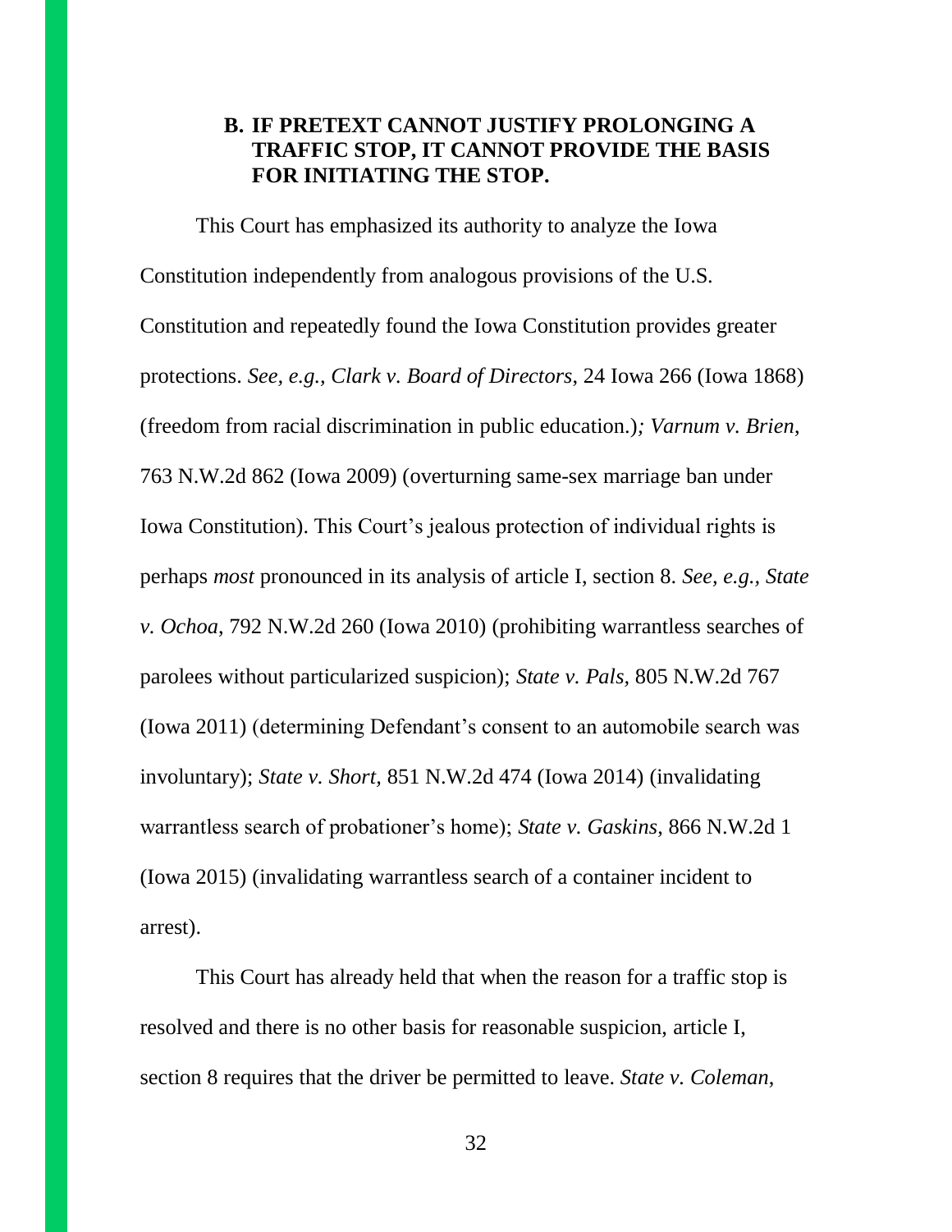### B. IF PRETEXT CANNOT JUSTIFY PROLONGING A TRAFFIC STOP, IT CANNOT PROVIDE THE BASIS FOR INITIATING THE STOP.

This Court has emphasized its authority to analyze the Iowa Constitution independently from analogous provisions of the U.S. Constitution and repeatedly found the Iowa Constitution provides greater protections. *See, e.g., Clark v. Board of Directors*, 24 Iowa 266 (Iowa 1868) (freedom from racial discrimination in public education.)*; Varnum v. Brien*, 763 N.W.2d 862 (Iowa 2009) (overturning same-sex marriage ban under Iowa Constitution). This Court's jealous protection of individual rights is perhaps *most* pronounced in its analysis of article I, section 8. *See, e.g., State v. Ochoa*, 792 N.W.2d 260 (Iowa 2010) (prohibiting warrantless searches of parolees without particularized suspicion); *State v. Pals,* 805 N.W.2d 767 (Iowa 2011) (determining Defendant's consent to an automobile search was involuntary); *State v. Short,* 851 N.W.2d 474 (Iowa 2014) (invalidating warrantless search of probationer's home); *State v. Gaskins*, 866 N.W.2d 1 (Iowa 2015) (invalidating warrantless search of a container incident to arrest).

This Court has already held that when the reason for a traffic stop is resolved and there is no other basis for reasonable suspicion, article I, section 8 requires that the driver be permitted to leave. *State v. Coleman*,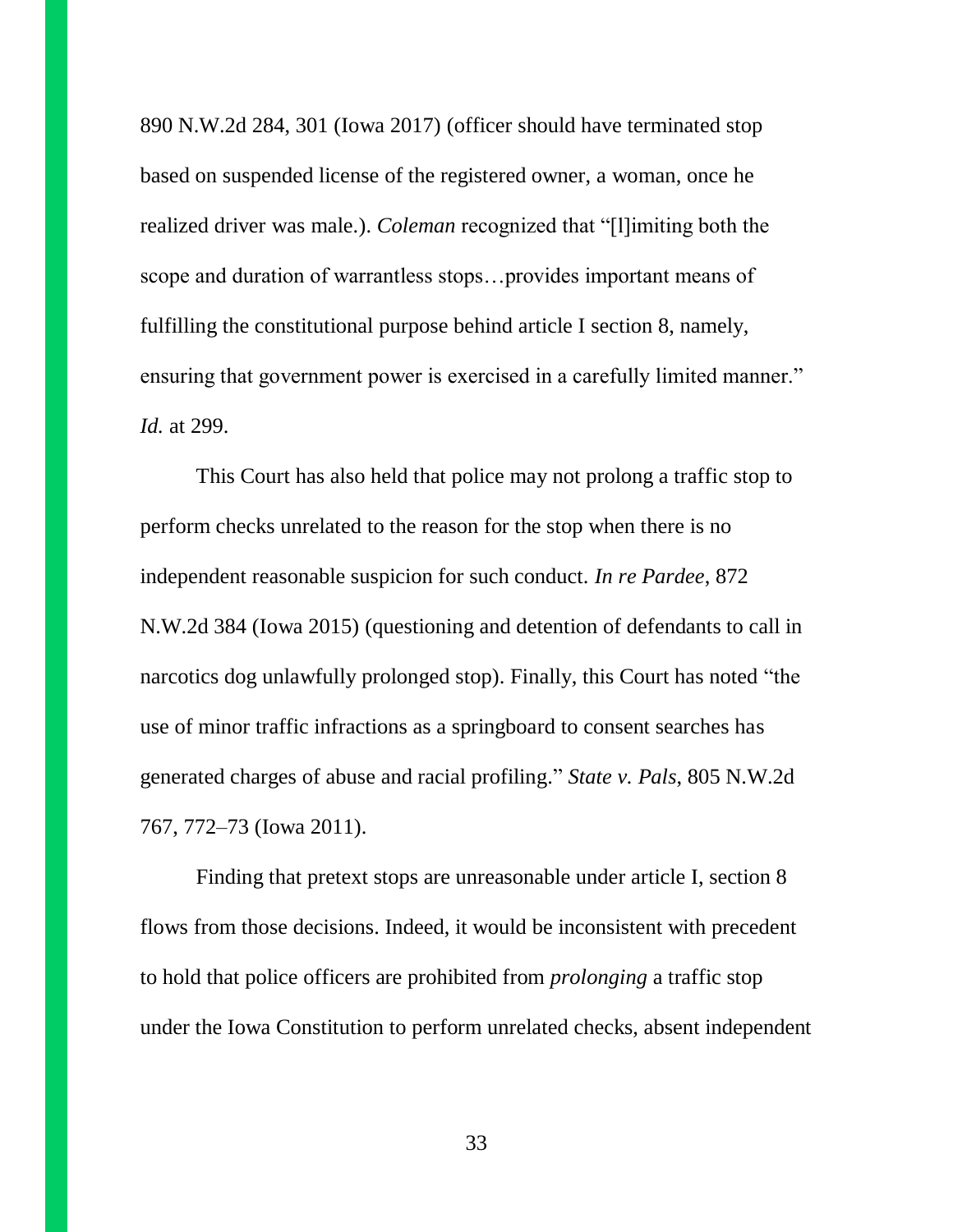890 N.W.2d 284, 301 (Iowa 2017) (officer should have terminated stop based on suspended license of the registered owner, a woman, once he realized driver was male.). *Coleman* recognized that "[l]imiting both the scope and duration of warrantless stops…provides important means of fulfilling the constitutional purpose behind article I section 8, namely, ensuring that government power is exercised in a carefully limited manner." *Id.* at 299.

This Court has also held that police may not prolong a traffic stop to perform checks unrelated to the reason for the stop when there is no independent reasonable suspicion for such conduct. *In re Pardee*, 872 N.W.2d 384 (Iowa 2015) (questioning and detention of defendants to call in narcotics dog unlawfully prolonged stop). Finally, this Court has noted "the use of minor traffic infractions as a springboard to consent searches has generated charges of abuse and racial profiling." *State v. Pals*, 805 N.W.2d 767, 772–73 (Iowa 2011).

Finding that pretext stops are unreasonable under article I, section 8 flows from those decisions. Indeed, it would be inconsistent with precedent to hold that police officers are prohibited from *prolonging* a traffic stop under the Iowa Constitution to perform unrelated checks, absent independent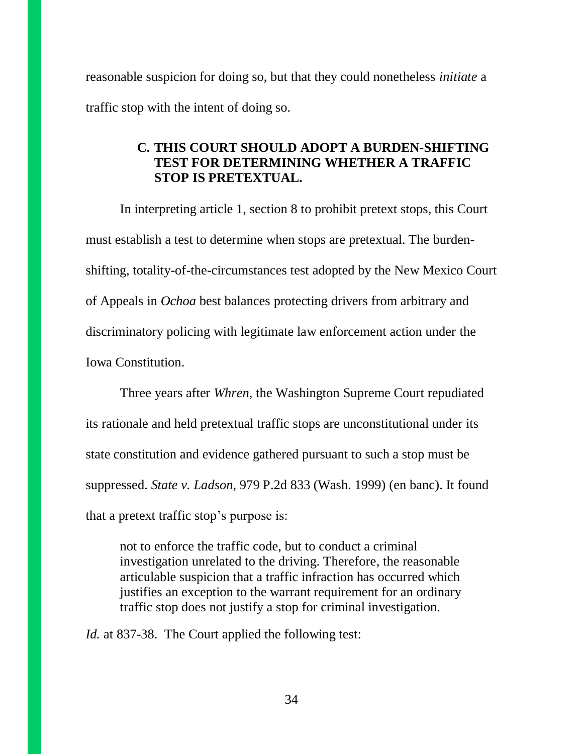reasonable suspicion for doing so, but that they could nonetheless *initiate* a traffic stop with the intent of doing so.

### C. THIS COURT SHOULD ADOPT A BURDEN-SHIFTING TEST FOR DETERMINING WHETHER A TRAFFIC STOP IS PRETEXTUAL.

In interpreting article 1, section 8 to prohibit pretext stops, this Court must establish a test to determine when stops are pretextual. The burden-shifting, totality-of-the-circumstances test adopted by the New Mexico Court of Appeals in *Ochoa* best balances protecting drivers from arbitrary and discriminatory policing with legitimate law enforcement action under the Iowa Constitution.

Three years after *Whren*, the Washington Supreme Court repudiated its rationale and held pretextual traffic stops are unconstitutional under its state constitution and evidence gathered pursuant to such a stop must be suppressed. *State v. Ladson*, 979 P.2d 833 (Wash. 1999) (en banc). It found that a pretext traffic stop's purpose is:

> not to enforce the traffic code, but to conduct a criminal investigation unrelated to the driving. Therefore, the reasonable articulable suspicion that a traffic infraction has occurred which justifies an exception to the warrant requirement for an ordinary traffic stop does not justify a stop for criminal investigation.

*Id.* at 837-38. The Court applied the following test: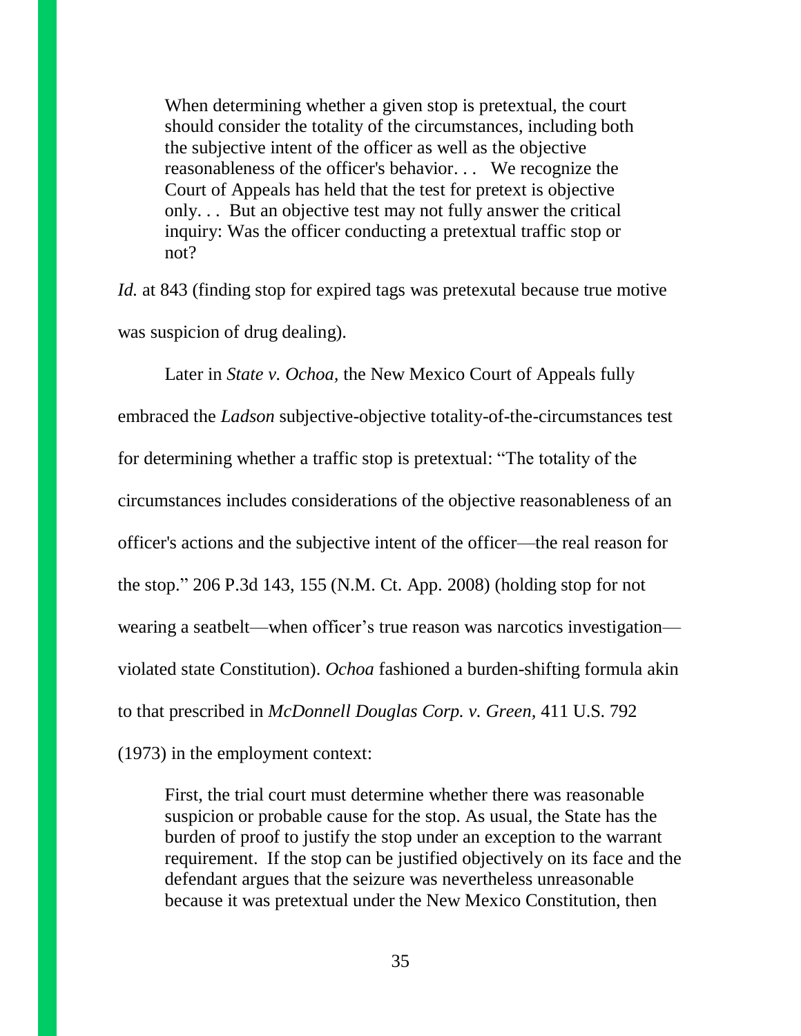> When determining whether a given stop is pretextual, the court should consider the totality of the circumstances, including both the subjective intent of the officer as well as the objective reasonableness of the officer's behavior. . . We recognize the Court of Appeals has held that the test for pretext is objective only. . . But an objective test may not fully answer the critical inquiry: Was the officer conducting a pretextual traffic stop or not?

*Id.* at 843 (finding stop for expired tags was pretexutal because true motive was suspicion of drug dealing).

Later in *State v. Ochoa,* the New Mexico Court of Appeals fully embraced the *Ladson* subjective-objective totality-of-the-circumstances test for determining whether a traffic stop is pretextual: "The totality of the circumstances includes considerations of the objective reasonableness of an officer's actions and the subjective intent of the officer—the real reason for the stop." 206 P.3d 143, 155 (N.M. Ct. App. 2008) (holding stop for not wearing a seatbelt—when officer's true reason was narcotics investigation—violated state Constitution). *Ochoa* fashioned a burden-shifting formula akin to that prescribed in *McDonnell Douglas Corp. v. Green,* 411 U.S. 792 (1973) in the employment context:

> First, the trial court must determine whether there was reasonable suspicion or probable cause for the stop. As usual, the State has the burden of proof to justify the stop under an exception to the warrant requirement. If the stop can be justified objectively on its face and the defendant argues that the seizure was nevertheless unreasonable because it was pretextual under the New Mexico Constitution, then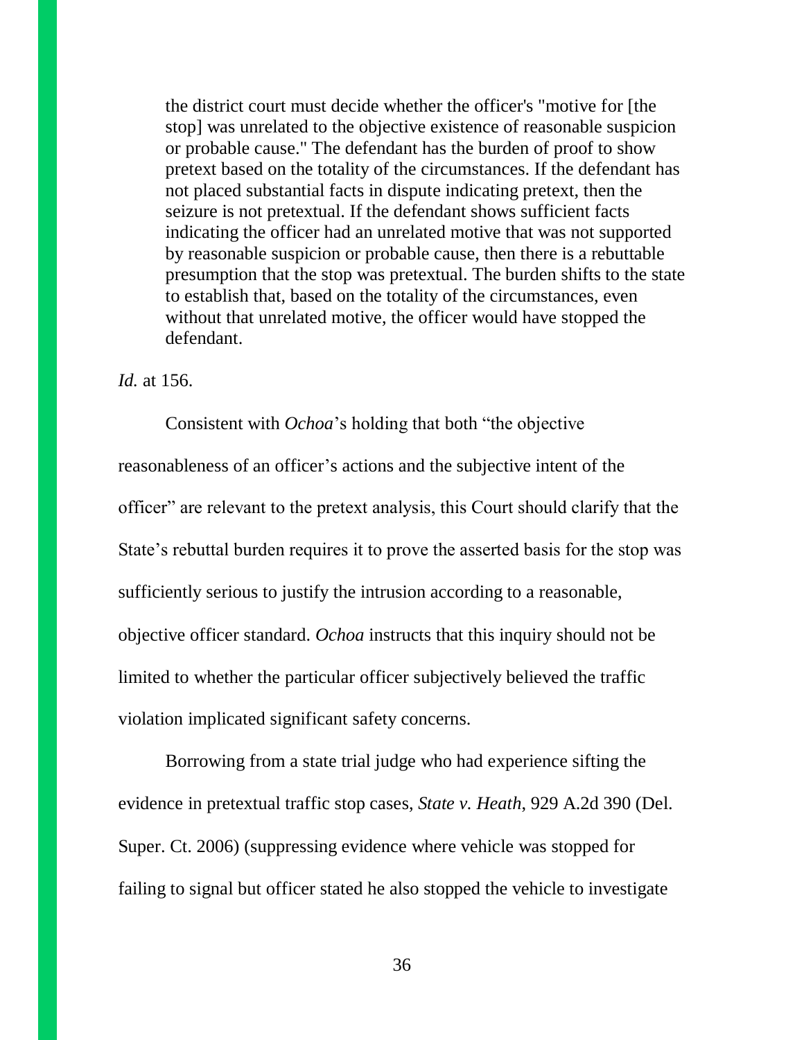> the district court must decide whether the officer's "motive for [the stop] was unrelated to the objective existence of reasonable suspicion or probable cause." The defendant has the burden of proof to show pretext based on the totality of the circumstances. If the defendant has not placed substantial facts in dispute indicating pretext, then the seizure is not pretextual. If the defendant shows sufficient facts indicating the officer had an unrelated motive that was not supported by reasonable suspicion or probable cause, then there is a rebuttable presumption that the stop was pretextual. The burden shifts to the state to establish that, based on the totality of the circumstances, even without that unrelated motive, the officer would have stopped the defendant.

*Id.* at 156.

Consistent with *Ochoa*'s holding that both "the objective reasonableness of an officer's actions and the subjective intent of the officer" are relevant to the pretext analysis, this Court should clarify that the State's rebuttal burden requires it to prove the asserted basis for the stop was sufficiently serious to justify the intrusion according to a reasonable, objective officer standard. *Ochoa* instructs that this inquiry should not be limited to whether the particular officer subjectively believed the traffic violation implicated significant safety concerns.

Borrowing from a state trial judge who had experience sifting the evidence in pretextual traffic stop cases, *State v. Heath*, 929 A.2d 390 (Del. Super. Ct. 2006) (suppressing evidence where vehicle was stopped for failing to signal but officer stated he also stopped the vehicle to investigate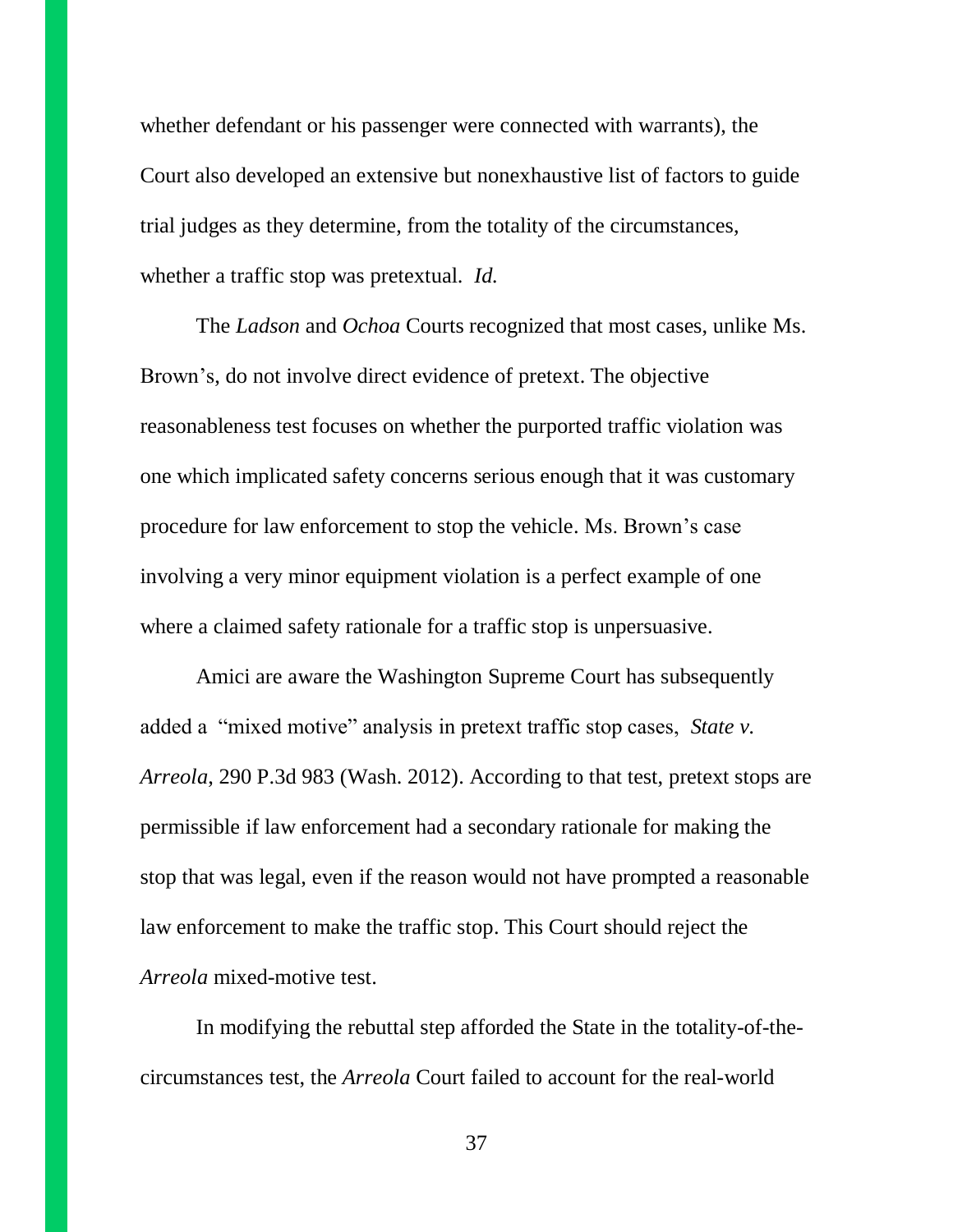whether defendant or his passenger were connected with warrants), the Court also developed an extensive but nonexhaustive list of factors to guide trial judges as they determine, from the totality of the circumstances, whether a traffic stop was pretextual. *Id.*

The *Ladson* and *Ochoa* Courts recognized that most cases, unlike Ms. Brown's, do not involve direct evidence of pretext. The objective reasonableness test focuses on whether the purported traffic violation was one which implicated safety concerns serious enough that it was customary procedure for law enforcement to stop the vehicle. Ms. Brown's case involving a very minor equipment violation is a perfect example of one where a claimed safety rationale for a traffic stop is unpersuasive.

Amici are aware the Washington Supreme Court has subsequently added a "mixed motive" analysis in pretext traffic stop cases, *State v. Arreola*, 290 P.3d 983 (Wash. 2012). According to that test, pretext stops are permissible if law enforcement had a secondary rationale for making the stop that was legal, even if the reason would not have prompted a reasonable law enforcement to make the traffic stop. This Court should reject the *Arreola* mixed-motive test.

In modifying the rebuttal step afforded the State in the totality-of-the-circumstances test, the *Arreola* Court failed to account for the real-world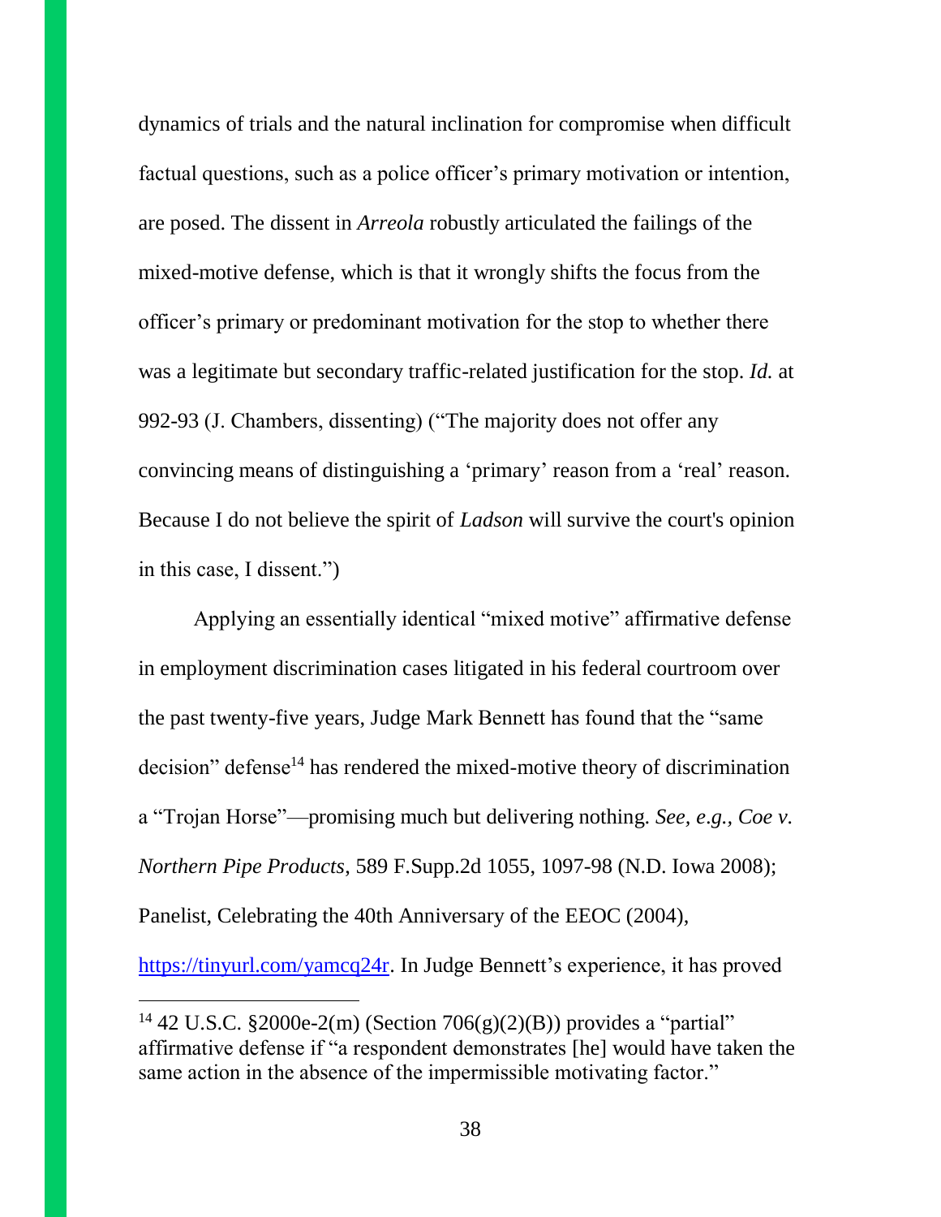dynamics of trials and the natural inclination for compromise when difficult factual questions, such as a police officer's primary motivation or intention, are posed. The dissent in *Arreola* robustly articulated the failings of the mixed-motive defense, which is that it wrongly shifts the focus from the officer's primary or predominant motivation for the stop to whether there was a legitimate but secondary traffic-related justification for the stop. *Id.* at 992-93 (J. Chambers, dissenting) ("The majority does not offer any convincing means of distinguishing a 'primary' reason from a 'real' reason. Because I do not believe the spirit of *Ladson* will survive the court's opinion in this case, I dissent.")

Applying an essentially identical "mixed motive" affirmative defense in employment discrimination cases litigated in his federal courtroom over the past twenty-five years, Judge Mark Bennett has found that the "same decision" defense[14] has rendered the mixed-motive theory of discrimination a "Trojan Horse"—promising much but delivering nothing. *See, e.g., Coe v. Northern Pipe Products*, 589 F.Supp.2d 1055, 1097-98 (N.D. Iowa 2008); Panelist, Celebrating the 40th Anniversary of the EEOC (2004), https://tinyurl.com/yamcq24r. In Judge Bennett's experience, it has proved

[14] 42 U.S.C. §2000e-2(m) (Section 706(g)(2)(B)) provides a "partial" affirmative defense if "a respondent demonstrates [he] would have taken the same action in the absence of the impermissible motivating factor."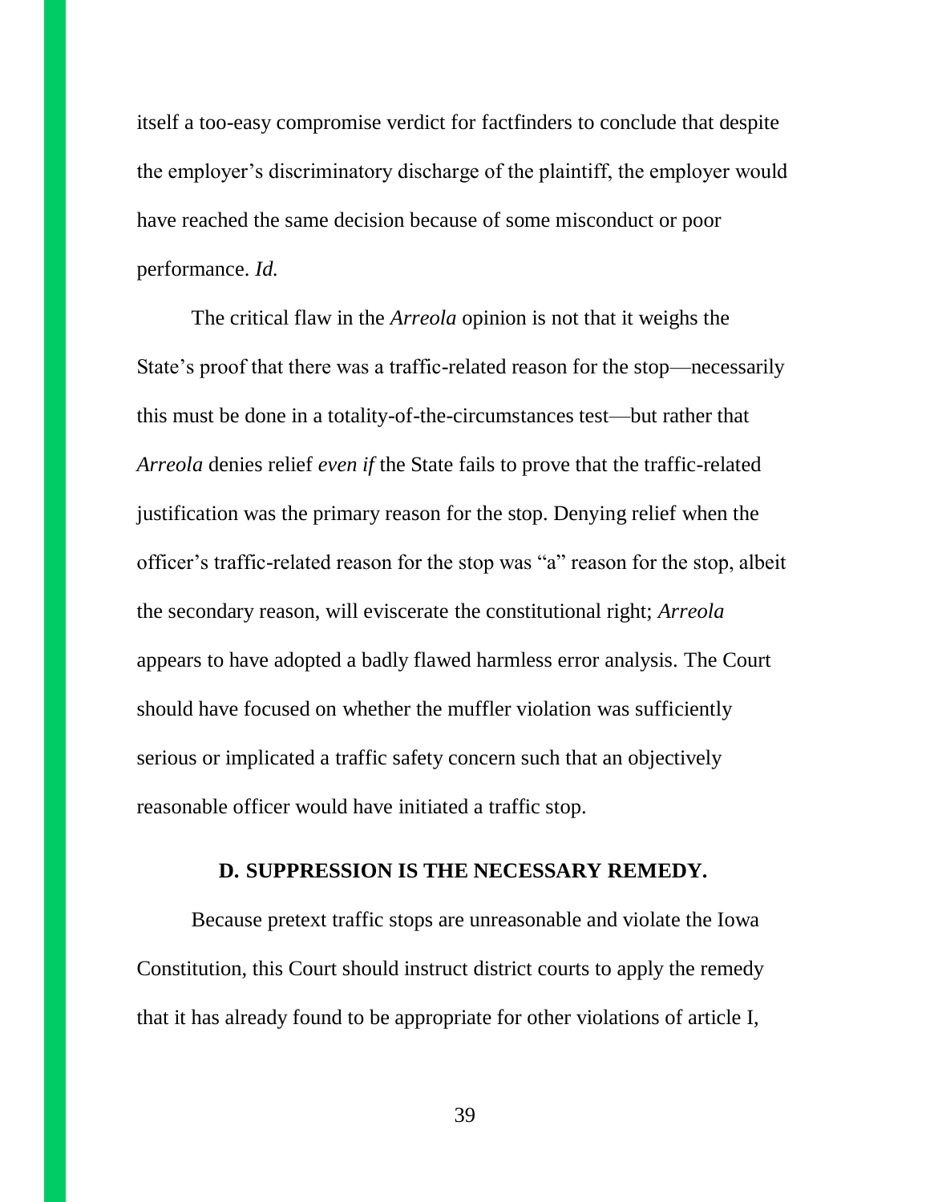itself a too-easy compromise verdict for factfinders to conclude that despite the employer's discriminatory discharge of the plaintiff, the employer would have reached the same decision because of some misconduct or poor performance. *Id.*

The critical flaw in the *Arreola* opinion is not that it weighs the State's proof that there was a traffic-related reason for the stop—necessarily this must be done in a totality-of-the-circumstances test—but rather that *Arreola* denies relief *even if* the State fails to prove that the traffic-related justification was the primary reason for the stop. Denying relief when the officer's traffic-related reason for the stop was "a" reason for the stop, albeit the secondary reason, will eviscerate the constitutional right; *Arreola* appears to have adopted a badly flawed harmless error analysis. The Court should have focused on whether the muffler violation was sufficiently serious or implicated a traffic safety concern such that an objectively reasonable officer would have initiated a traffic stop.

### D. SUPPRESSION IS THE NECESSARY REMEDY.

Because pretext traffic stops are unreasonable and violate the Iowa Constitution, this Court should instruct district courts to apply the remedy that it has already found to be appropriate for other violations of article I,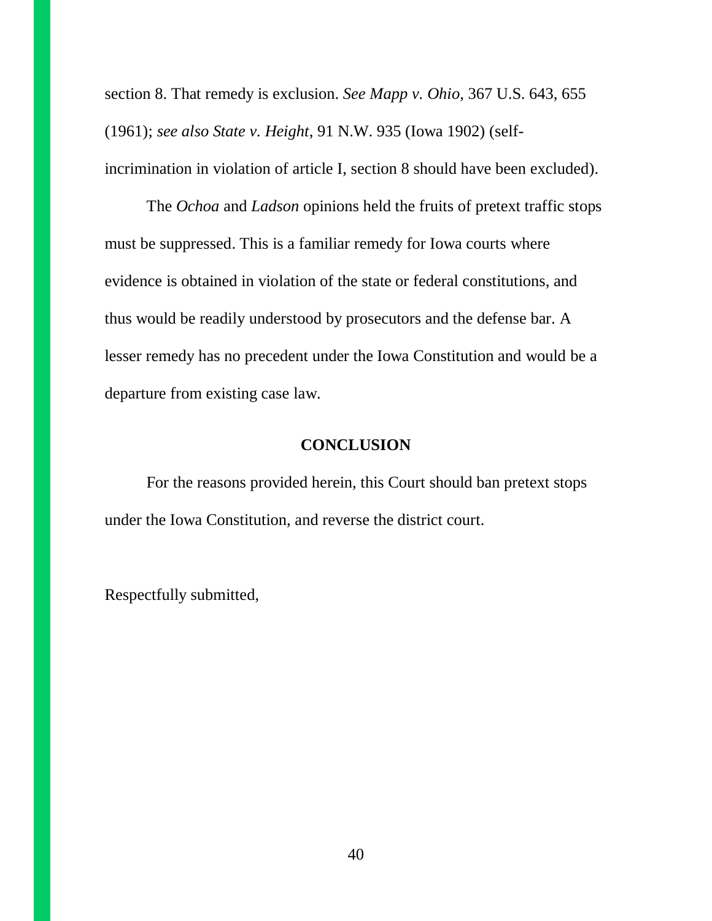section 8. That remedy is exclusion. *See Mapp v. Ohio*, 367 U.S. 643, 655 (1961); *see also State v. Height*, 91 N.W. 935 (Iowa 1902) (self-incrimination in violation of article I, section 8 should have been excluded).

The *Ochoa* and *Ladson* opinions held the fruits of pretext traffic stops must be suppressed. This is a familiar remedy for Iowa courts where evidence is obtained in violation of the state or federal constitutions, and thus would be readily understood by prosecutors and the defense bar. A lesser remedy has no precedent under the Iowa Constitution and would be a departure from existing case law.

## CONCLUSION

For the reasons provided herein, this Court should ban pretext stops under the Iowa Constitution, and reverse the district court.

Respectfully submitted,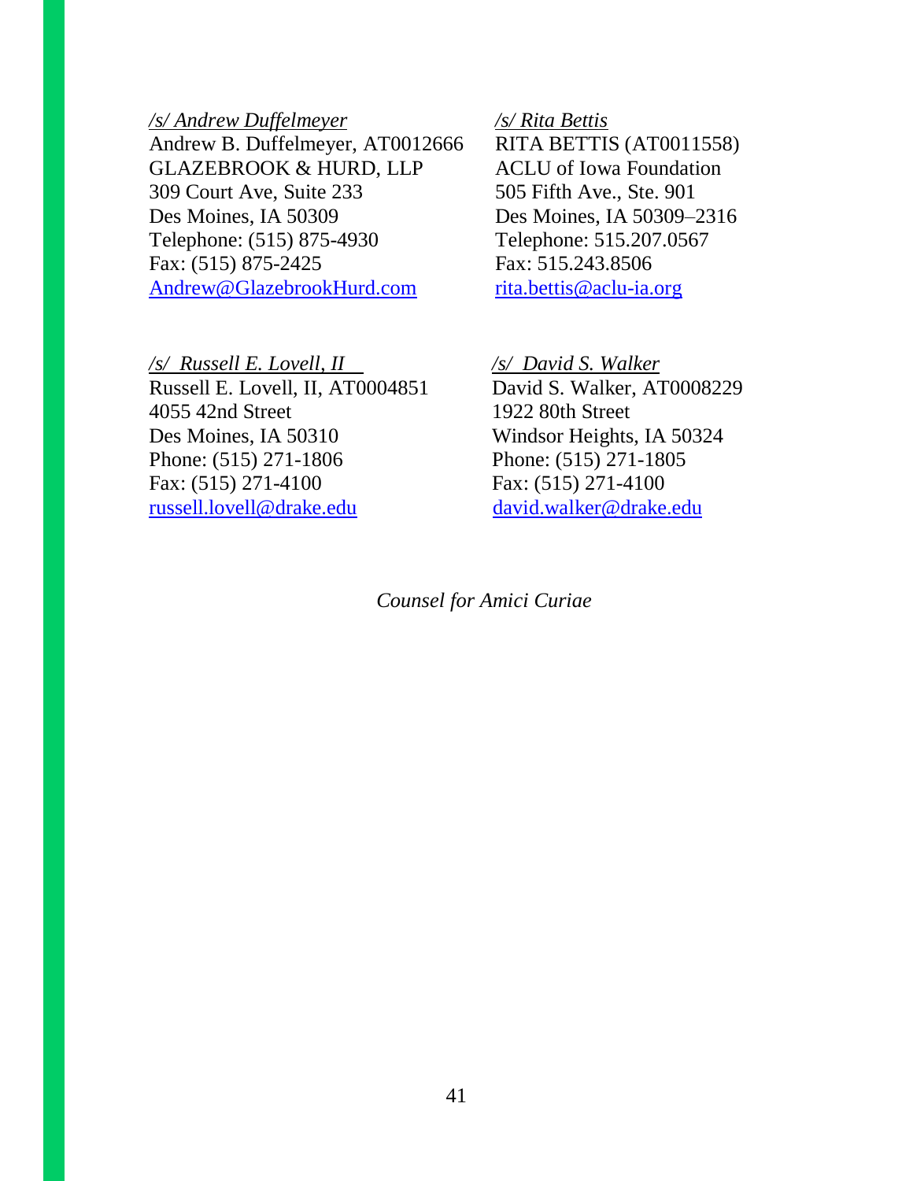*/s/ Andrew Duffelmeyer*
Andrew B. Duffelmeyer, AT0012666
GLAZEBROOK & HURD, LLP
309 Court Ave, Suite 233
Des Moines, IA 50309
Telephone: (515) 875-4930
Fax: (515) 875-2425
Andrew@GlazebrookHurd.com

*/s/ Rita Bettis*
RITA BETTIS (AT0011558)
ACLU of Iowa Foundation
505 Fifth Ave., Ste. 901
Des Moines, IA 50309–2316
Telephone: 515.207.0567
Fax: 515.243.8506
rita.bettis@aclu-ia.org

*/s/ Russell E. Lovell, II*
Russell E. Lovell, II, AT0004851
4055 42nd Street
Des Moines, IA 50310
Phone: (515) 271-1806
Fax: (515) 271-4100
russell.lovell@drake.edu

*/s/ David S. Walker*
David S. Walker, AT0008229
1922 80th Street
Windsor Heights, IA 50324
Phone: (515) 271-1805
Fax: (515) 271-4100
david.walker@drake.edu

*Counsel for Amici Curiae*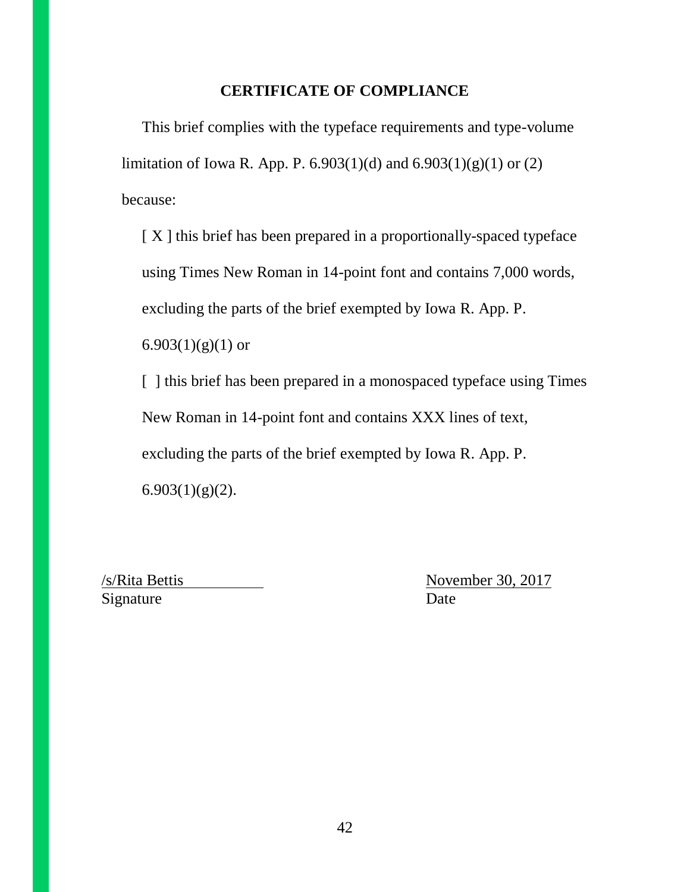## CERTIFICATE OF COMPLIANCE

This brief complies with the typeface requirements and type-volume limitation of Iowa R. App. P. 6.903(1)(d) and 6.903(1)(g)(1) or (2) because:

[ X ] this brief has been prepared in a proportionally-spaced typeface using Times New Roman in 14-point font and contains 7,000 words, excluding the parts of the brief exempted by Iowa R. App. P. 6.903(1)(g)(1) or

[ ] this brief has been prepared in a monospaced typeface using Times New Roman in 14-point font and contains XXX lines of text, excluding the parts of the brief exempted by Iowa R. App. P. 6.903(1)(g)(2).

| | |
|---|---|
| /s/Rita Bettis | November 30, 2017 |
| Signature | Date |